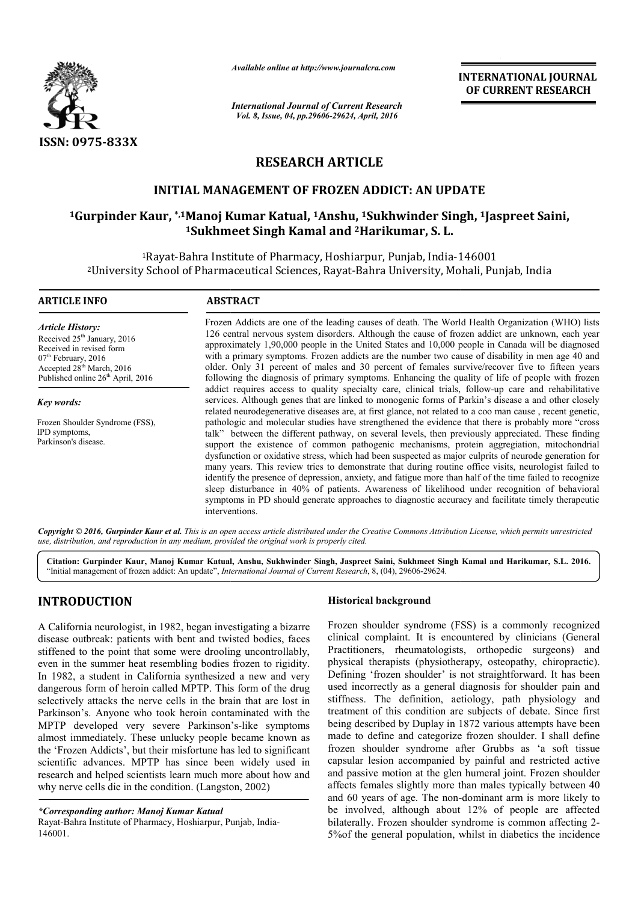ISSN: 0975-833X

*Available online at http://www.journalcra.com*

*International Journal of Current Research*
*Vol. 8, Issue, 04, pp.29606-29624, April, 2016*

**INTERNATIONAL JOURNAL OF CURRENT RESEARCH**

# RESEARCH ARTICLE

## INITIAL MANAGEMENT OF FROZEN ADDICT: AN UPDATE

**[1]Gurpinder Kaur, *,[1]Manoj Kumar Katual, [1]Anshu, [1]Sukhwinder Singh, [1]Jaspreet Saini, [1]Sukhmeet Singh Kamal and [2]Harikumar, S. L.**

[1]Rayat-Bahra Institute of Pharmacy, Hoshiarpur, Punjab, India-146001
[2]University School of Pharmaceutical Sciences, Rayat-Bahra University, Mohali, Punjab, India

**ARTICLE INFO**

*Article History:*
Received 25th January, 2016
Received in revised form 07th February, 2016
Accepted 28th March, 2016
Published online 26th April, 2016

*Key words:*
Frozen Shoulder Syndrome (FSS),
IPD symptoms,
Parkinson's disease.

**ABSTRACT**

Frozen Addicts are one of the leading causes of death. The World Health Organization (WHO) lists 126 central nervous system disorders. Although the cause of frozen addict are unknown, each year approximately 1,90,000 people in the United States and 10,000 people in Canada will be diagnosed with a primary symptoms. Frozen addicts are the number two cause of disability in men age 40 and older. Only 31 percent of males and 30 percent of females survive/recover five to fifteen years following the diagnosis of primary symptoms. Enhancing the quality of life of people with frozen addict requires access to quality specialty care, clinical trials, follow-up care and rehabilitative services. Although genes that are linked to monogenic forms of Parkin's disease a and other closely related neurodegenerative diseases are, at first glance, not related to a coo man cause , recent genetic, pathologic and molecular studies have strengthened the evidence that there is probably more "cross talk" between the different pathway, on several levels, then previously appreciated. These finding support the existence of common pathogenic mechanisms, protein aggregiation, mitochondrial dysfunction or oxidative stress, which had been suspected as major culprits of neurode generation for many years. This review tries to demonstrate that during routine office visits, neurologist failed to identify the presence of depression, anxiety, and fatigue more than half of the time failed to recognize sleep disturbance in 40% of patients. Awareness of likelihood under recognition of behavioral symptoms in PD should generate approaches to diagnostic accuracy and facilitate timely therapeutic interventions.

*Copyright © 2016, Gurpinder Kaur et al. This is an open access article distributed under the Creative Commons Attribution License, which permits unrestricted use, distribution, and reproduction in any medium, provided the original work is properly cited.*

**Citation: Gurpinder Kaur, Manoj Kumar Katual, Anshu, Sukhwinder Singh, Jaspreet Saini, Sukhmeet Singh Kamal and Harikumar, S.L. 2016.** "Initial management of frozen addict: An update", *International Journal of Current Research*, 8, (04), 29606-29624.

# INTRODUCTION

A California neurologist, in 1982, began investigating a bizarre disease outbreak: patients with bent and twisted bodies, faces stiffened to the point that some were drooling uncontrollably, even in the summer heat resembling bodies frozen to rigidity. In 1982, a student in California synthesized a new and very dangerous form of heroin called MPTP. This form of the drug selectively attacks the nerve cells in the brain that are lost in Parkinson's. Anyone who took heroin contaminated with the MPTP developed very severe Parkinson's-like symptoms almost immediately. These unlucky people became known as the 'Frozen Addicts', but their misfortune has led to significant scientific advances. MPTP has since been widely used in research and helped scientists learn much more about how and why nerve cells die in the condition. (Langston, 2002)

*\*Corresponding author: Manoj Kumar Katual*
Rayat-Bahra Institute of Pharmacy, Hoshiarpur, Punjab, India-146001.

**Historical background**

Frozen shoulder syndrome (FSS) is a commonly recognized clinical complaint. It is encountered by clinicians (General Practitioners, rheumatologists, orthopedic surgeons) and physical therapists (physiotherapy, osteopathy, chiropractic). Defining 'frozen shoulder' is not straightforward. It has been used incorrectly as a general diagnosis for shoulder pain and stiffness. The definition, aetiology, path physiology and treatment of this condition are subjects of debate. Since first being described by Duplay in 1872 various attempts have been made to define and categorize frozen shoulder. I shall define frozen shoulder syndrome after Grubbs as 'a soft tissue capsular lesion accompanied by painful and restricted active and passive motion at the glen humeral joint. Frozen shoulder affects females slightly more than males typically between 40 and 60 years of age. The non-dominant arm is more likely to be involved, although about 12% of people are affected bilaterally. Frozen shoulder syndrome is common affecting 2-5%of the general population, whilst in diabetics the incidence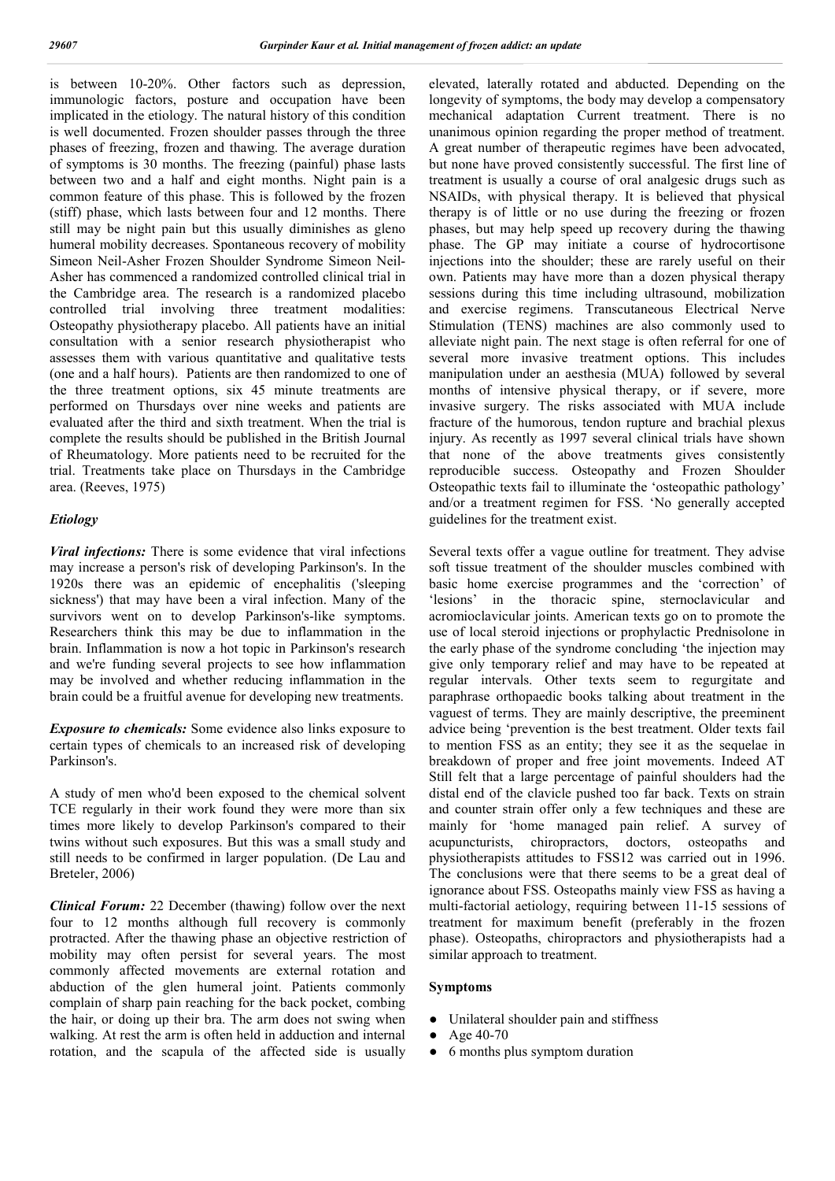is between 10-20%. Other factors such as depression, immunologic factors, posture and occupation have been implicated in the etiology. The natural history of this condition is well documented. Frozen shoulder passes through the three phases of freezing, frozen and thawing. The average duration of symptoms is 30 months. The freezing (painful) phase lasts between two and a half and eight months. Night pain is a common feature of this phase. This is followed by the frozen (stiff) phase, which lasts between four and 12 months. There still may be night pain but this usually diminishes as gleno humeral mobility decreases. Spontaneous recovery of mobility Simeon Neil-Asher Frozen Shoulder Syndrome Simeon Neil-Asher has commenced a randomized controlled clinical trial in the Cambridge area. The research is a randomized placebo controlled trial involving three treatment modalities: Osteopathy physiotherapy placebo. All patients have an initial consultation with a senior research physiotherapist who assesses them with various quantitative and qualitative tests (one and a half hours). Patients are then randomized to one of the three treatment options, six 45 minute treatments are performed on Thursdays over nine weeks and patients are evaluated after the third and sixth treatment. When the trial is complete the results should be published in the British Journal of Rheumatology. More patients need to be recruited for the trial. Treatments take place on Thursdays in the Cambridge area. (Reeves, 1975)

### *Etiology*

***Viral infections:*** There is some evidence that viral infections may increase a person's risk of developing Parkinson's. In the 1920s there was an epidemic of encephalitis ('sleeping sickness') that may have been a viral infection. Many of the survivors went on to develop Parkinson's-like symptoms. Researchers think this may be due to inflammation in the brain. Inflammation is now a hot topic in Parkinson's research and we're funding several projects to see how inflammation may be involved and whether reducing inflammation in the brain could be a fruitful avenue for developing new treatments.

***Exposure to chemicals:*** Some evidence also links exposure to certain types of chemicals to an increased risk of developing Parkinson's.

A study of men who'd been exposed to the chemical solvent TCE regularly in their work found they were more than six times more likely to develop Parkinson's compared to their twins without such exposures. But this was a small study and still needs to be confirmed in larger population. (De Lau and Breteler, 2006)

***Clinical Forum:*** 22 December (thawing) follow over the next four to 12 months although full recovery is commonly protracted. After the thawing phase an objective restriction of mobility may often persist for several years. The most commonly affected movements are external rotation and abduction of the glen humeral joint. Patients commonly complain of sharp pain reaching for the back pocket, combing the hair, or doing up their bra. The arm does not swing when walking. At rest the arm is often held in adduction and internal rotation, and the scapula of the affected side is usually elevated, laterally rotated and abducted. Depending on the longevity of symptoms, the body may develop a compensatory mechanical adaptation Current treatment. There is no unanimous opinion regarding the proper method of treatment. A great number of therapeutic regimes have been advocated, but none have proved consistently successful. The first line of treatment is usually a course of oral analgesic drugs such as NSAIDs, with physical therapy. It is believed that physical therapy is of little or no use during the freezing or frozen phases, but may help speed up recovery during the thawing phase. The GP may initiate a course of hydrocortisone injections into the shoulder; these are rarely useful on their own. Patients may have more than a dozen physical therapy sessions during this time including ultrasound, mobilization and exercise regimens. Transcutaneous Electrical Nerve Stimulation (TENS) machines are also commonly used to alleviate night pain. The next stage is often referral for one of several more invasive treatment options. This includes manipulation under an aesthesia (MUA) followed by several months of intensive physical therapy, or if severe, more invasive surgery. The risks associated with MUA include fracture of the humorous, tendon rupture and brachial plexus injury. As recently as 1997 several clinical trials have shown that none of the above treatments gives consistently reproducible success. Osteopathy and Frozen Shoulder Osteopathic texts fail to illuminate the 'osteopathic pathology' and/or a treatment regimen for FSS. 'No generally accepted guidelines for the treatment exist.

Several texts offer a vague outline for treatment. They advise soft tissue treatment of the shoulder muscles combined with basic home exercise programmes and the 'correction' of 'lesions' in the thoracic spine, sternoclavicular and acromioclavicular joints. American texts go on to promote the use of local steroid injections or prophylactic Prednisolone in the early phase of the syndrome concluding 'the injection may give only temporary relief and may have to be repeated at regular intervals. Other texts seem to regurgitate and paraphrase orthopaedic books talking about treatment in the vaguest of terms. They are mainly descriptive, the preeminent advice being 'prevention is the best treatment. Older texts fail to mention FSS as an entity; they see it as the sequelae in breakdown of proper and free joint movements. Indeed AT Still felt that a large percentage of painful shoulders had the distal end of the clavicle pushed too far back. Texts on strain and counter strain offer only a few techniques and these are mainly for 'home managed pain relief. A survey of acupuncturists, chiropractors, doctors, osteopaths and physiotherapists attitudes to FSS12 was carried out in 1996. The conclusions were that there seems to be a great deal of ignorance about FSS. Osteopaths mainly view FSS as having a multi-factorial aetiology, requiring between 11-15 sessions of treatment for maximum benefit (preferably in the frozen phase). Osteopaths, chiropractors and physiotherapists had a similar approach to treatment.

### Symptoms

- Unilateral shoulder pain and stiffness
- Age 40-70
- 6 months plus symptom duration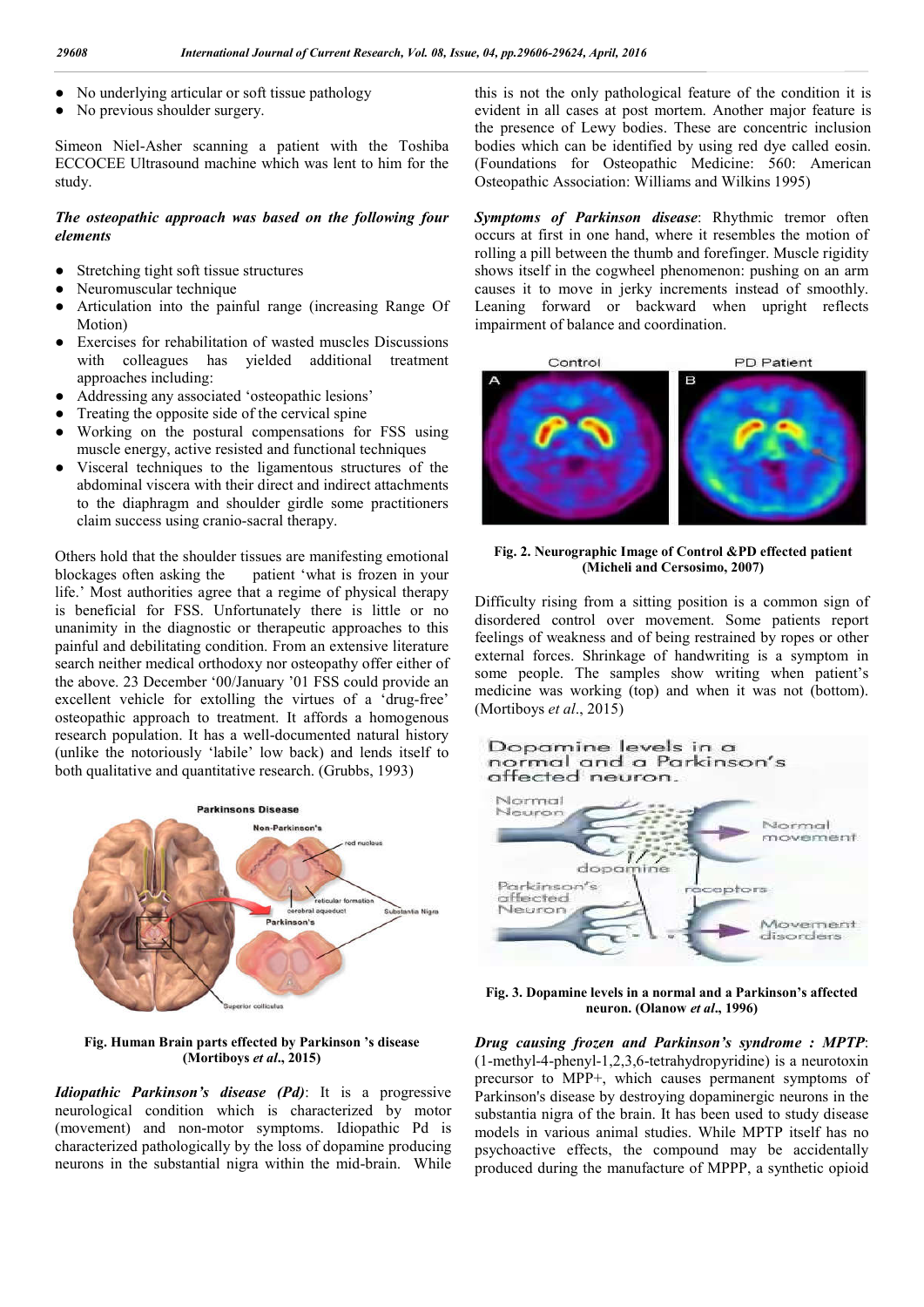- No underlying articular or soft tissue pathology
- No previous shoulder surgery.

Simeon Niel-Asher scanning a patient with the Toshiba ECCOCEE Ultrasound machine which was lent to him for the study.

***The osteopathic approach was based on the following four elements***

- Stretching tight soft tissue structures
- Neuromuscular technique
- Articulation into the painful range (increasing Range Of Motion)
- Exercises for rehabilitation of wasted muscles Discussions with colleagues has yielded additional treatment approaches including:
- Addressing any associated 'osteopathic lesions'
- Treating the opposite side of the cervical spine
- Working on the postural compensations for FSS using muscle energy, active resisted and functional techniques
- Visceral techniques to the ligamentous structures of the abdominal viscera with their direct and indirect attachments to the diaphragm and shoulder girdle some practitioners claim success using cranio-sacral therapy.

Others hold that the shoulder tissues are manifesting emotional blockages often asking the patient 'what is frozen in your life.' Most authorities agree that a regime of physical therapy is beneficial for FSS. Unfortunately there is little or no unanimity in the diagnostic or therapeutic approaches to this painful and debilitating condition. From an extensive literature search neither medical orthodoxy nor osteopathy offer either of the above. 23 December '00/January '01 FSS could provide an excellent vehicle for extolling the virtues of a 'drug-free' osteopathic approach to treatment. It affords a homogenous research population. It has a well-documented natural history (unlike the notoriously 'labile' low back) and lends itself to both qualitative and quantitative research. (Grubbs, 1993)

**Fig. Human Brain parts effected by Parkinson 's disease (Mortiboys *et al*., 2015)**

***Idiopathic Parkinson's disease (Pd)***: It is a progressive neurological condition which is characterized by motor (movement) and non-motor symptoms. Idiopathic Pd is characterized pathologically by the loss of dopamine producing neurons in the substantial nigra within the mid-brain. While this is not the only pathological feature of the condition it is evident in all cases at post mortem. Another major feature is the presence of Lewy bodies. These are concentric inclusion bodies which can be identified by using red dye called eosin. (Foundations for Osteopathic Medicine: 560: American Osteopathic Association: Williams and Wilkins 1995)

***Symptoms of Parkinson disease***: Rhythmic tremor often occurs at first in one hand, where it resembles the motion of rolling a pill between the thumb and forefinger. Muscle rigidity shows itself in the cogwheel phenomenon: pushing on an arm causes it to move in jerky increments instead of smoothly. Leaning forward or backward when upright reflects impairment of balance and coordination.

**Fig. 2. Neurographic Image of Control &PD effected patient (Micheli and Cersosimo, 2007)**

Difficulty rising from a sitting position is a common sign of disordered control over movement. Some patients report feelings of weakness and of being restrained by ropes or other external forces. Shrinkage of handwriting is a symptom in some people. The samples show writing when patient's medicine was working (top) and when it was not (bottom). (Mortiboys *et al*., 2015)

**Fig. 3. Dopamine levels in a normal and a Parkinson's affected neuron. (Olanow *et al*., 1996)**

***Drug causing frozen and Parkinson's syndrome : MPTP***: (1-methyl-4-phenyl-1,2,3,6-tetrahydropyridine) is a neurotoxin precursor to MPP+, which causes permanent symptoms of Parkinson's disease by destroying dopaminergic neurons in the substantia nigra of the brain. It has been used to study disease models in various animal studies. While MPTP itself has no psychoactive effects, the compound may be accidentally produced during the manufacture of MPPP, a synthetic opioid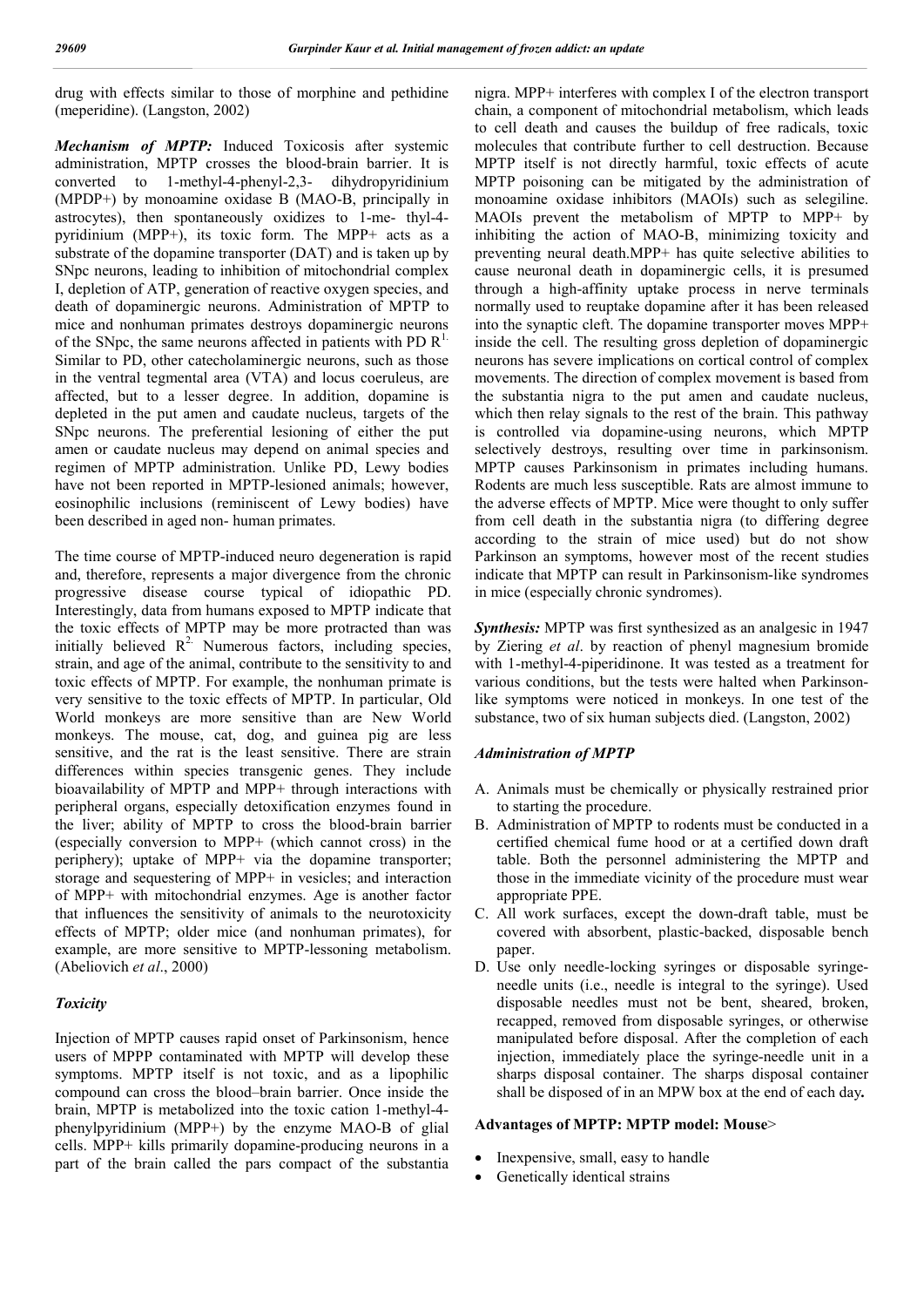drug with effects similar to those of morphine and pethidine (meperidine). (Langston, 2002)

***Mechanism of MPTP:*** Induced Toxicosis after systemic administration, MPTP crosses the blood-brain barrier. It is converted to 1-methyl-4-phenyl-2,3- dihydropyridinium (MPDP+) by monoamine oxidase B (MAO-B, principally in astrocytes), then spontaneously oxidizes to 1-me- thyl-4-pyridinium (MPP+), its toxic form. The MPP+ acts as a substrate of the dopamine transporter (DAT) and is taken up by SNpc neurons, leading to inhibition of mitochondrial complex I, depletion of ATP, generation of reactive oxygen species, and death of dopaminergic neurons. Administration of MPTP to mice and nonhuman primates destroys dopaminergic neurons of the SNpc, the same neurons affected in patients with PD R[1.] Similar to PD, other catecholaminergic neurons, such as those in the ventral tegmental area (VTA) and locus coeruleus, are affected, but to a lesser degree. In addition, dopamine is depleted in the put amen and caudate nucleus, targets of the SNpc neurons. The preferential lesioning of either the put amen or caudate nucleus may depend on animal species and regimen of MPTP administration. Unlike PD, Lewy bodies have not been reported in MPTP-lesioned animals; however, eosinophilic inclusions (reminiscent of Lewy bodies) have been described in aged non- human primates.

The time course of MPTP-induced neuro degeneration is rapid and, therefore, represents a major divergence from the chronic progressive disease course typical of idiopathic PD. Interestingly, data from humans exposed to MPTP indicate that the toxic effects of MPTP may be more protracted than was initially believed R[2.] Numerous factors, including species, strain, and age of the animal, contribute to the sensitivity to and toxic effects of MPTP. For example, the nonhuman primate is very sensitive to the toxic effects of MPTP. In particular, Old World monkeys are more sensitive than are New World monkeys. The mouse, cat, dog, and guinea pig are less sensitive, and the rat is the least sensitive. There are strain differences within species transgenic genes. They include bioavailability of MPTP and MPP+ through interactions with peripheral organs, especially detoxification enzymes found in the liver; ability of MPTP to cross the blood-brain barrier (especially conversion to MPP+ (which cannot cross) in the periphery); uptake of MPP+ via the dopamine transporter; storage and sequestering of MPP+ in vesicles; and interaction of MPP+ with mitochondrial enzymes. Age is another factor that influences the sensitivity of animals to the neurotoxicity effects of MPTP; older mice (and nonhuman primates), for example, are more sensitive to MPTP-lessoning metabolism. (Abeliovich *et al*., 2000)

### *Toxicity*

Injection of MPTP causes rapid onset of Parkinsonism, hence users of MPPP contaminated with MPTP will develop these symptoms. MPTP itself is not toxic, and as a lipophilic compound can cross the blood–brain barrier. Once inside the brain, MPTP is metabolized into the toxic cation 1-methyl-4-phenylpyridinium (MPP+) by the enzyme MAO-B of glial cells. MPP+ kills primarily dopamine-producing neurons in a part of the brain called the pars compact of the substantia nigra. MPP+ interferes with complex I of the electron transport chain, a component of mitochondrial metabolism, which leads to cell death and causes the buildup of free radicals, toxic molecules that contribute further to cell destruction. Because MPTP itself is not directly harmful, toxic effects of acute MPTP poisoning can be mitigated by the administration of monoamine oxidase inhibitors (MAOIs) such as selegiline. MAOIs prevent the metabolism of MPTP to MPP+ by inhibiting the action of MAO-B, minimizing toxicity and preventing neural death.MPP+ has quite selective abilities to cause neuronal death in dopaminergic cells, it is presumed through a high-affinity uptake process in nerve terminals normally used to reuptake dopamine after it has been released into the synaptic cleft. The dopamine transporter moves MPP+ inside the cell. The resulting gross depletion of dopaminergic neurons has severe implications on cortical control of complex movements. The direction of complex movement is based from the substantia nigra to the put amen and caudate nucleus, which then relay signals to the rest of the brain. This pathway is controlled via dopamine-using neurons, which MPTP selectively destroys, resulting over time in parkinsonism. MPTP causes Parkinsonism in primates including humans. Rodents are much less susceptible. Rats are almost immune to the adverse effects of MPTP. Mice were thought to only suffer from cell death in the substantia nigra (to differing degree according to the strain of mice used) but do not show Parkinson an symptoms, however most of the recent studies indicate that MPTP can result in Parkinsonism-like syndromes in mice (especially chronic syndromes).

***Synthesis:*** MPTP was first synthesized as an analgesic in 1947 by Ziering *et al*. by reaction of phenyl magnesium bromide with 1-methyl-4-piperidinone. It was tested as a treatment for various conditions, but the tests were halted when Parkinson-like symptoms were noticed in monkeys. In one test of the substance, two of six human subjects died. (Langston, 2002)

### *Administration of MPTP*

A. Animals must be chemically or physically restrained prior to starting the procedure.
B. Administration of MPTP to rodents must be conducted in a certified chemical fume hood or at a certified down draft table. Both the personnel administering the MPTP and those in the immediate vicinity of the procedure must wear appropriate PPE.
C. All work surfaces, except the down-draft table, must be covered with absorbent, plastic-backed, disposable bench paper.
D. Use only needle-locking syringes or disposable syringe-needle units (i.e., needle is integral to the syringe). Used disposable needles must not be bent, sheared, broken, recapped, removed from disposable syringes, or otherwise manipulated before disposal. After the completion of each injection, immediately place the syringe-needle unit in a sharps disposal container. The sharps disposal container shall be disposed of in an MPW box at the end of each day**.**

### Advantages of MPTP: MPTP model: Mouse>

- Inexpensive, small, easy to handle
- Genetically identical strains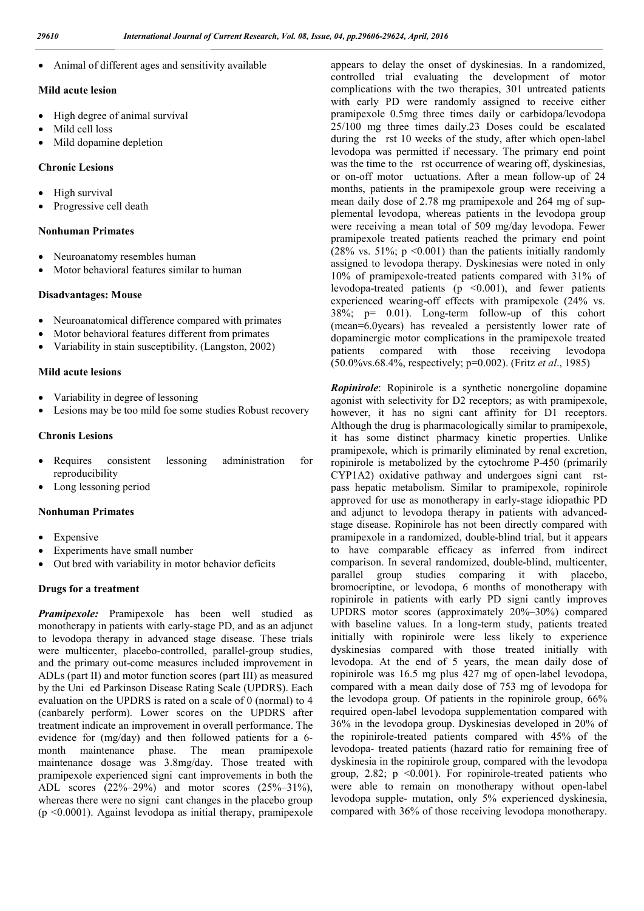- Animal of different ages and sensitivity available

**Mild acute lesion**

- High degree of animal survival
- Mild cell loss
- Mild dopamine depletion

**Chronic Lesions**

- High survival
- Progressive cell death

**Nonhuman Primates**

- Neuroanatomy resembles human
- Motor behavioral features similar to human

**Disadvantages: Mouse**

- Neuroanatomical difference compared with primates
- Motor behavioral features different from primates
- Variability in stain susceptibility. (Langston, 2002)

**Mild acute lesions**

- Variability in degree of lessoning
- Lesions may be too mild foe some studies Robust recovery

**Chronis Lesions**

- Requires consistent lessoning administration for reproducibility
- Long lessoning period

**Nonhuman Primates**

- Expensive
- Experiments have small number
- Out bred with variability in motor behavior deficits

**Drugs for a treatment**

***Pramipexole:*** Pramipexole has been well studied as monotherapy in patients with early-stage PD, and as an adjunct to levodopa therapy in advanced stage disease. These trials were multicenter, placebo-controlled, parallel-group studies, and the primary out-come measures included improvement in ADLs (part II) and motor function scores (part III) as measured by the Uni ed Parkinson Disease Rating Scale (UPDRS). Each evaluation on the UPDRS is rated on a scale of 0 (normal) to 4 (canbarely perform). Lower scores on the UPDRS after treatment indicate an improvement in overall performance. The evidence for (mg/day) and then followed patients for a 6-month maintenance phase. The mean pramipexole maintenance dosage was 3.8mg/day. Those treated with pramipexole experienced signi cant improvements in both the ADL scores (22%–29%) and motor scores (25%–31%), whereas there were no signi cant changes in the placebo group ($p < 0.0001$). Against levodopa as initial therapy, pramipexole appears to delay the onset of dyskinesias. In a randomized, controlled trial evaluating the development of motor complications with the two therapies, 301 untreated patients with early PD were randomly assigned to receive either pramipexole 0.5mg three times daily or carbidopa/levodopa 25/100 mg three times daily.23 Doses could be escalated during the rst 10 weeks of the study, after which open-label levodopa was permitted if necessary. The primary end point was the time to the rst occurrence of wearing off, dyskinesias, or on-off motor uctuations. After a mean follow-up of 24 months, patients in the pramipexole group were receiving a mean daily dose of 2.78 mg pramipexole and 264 mg of sup-plemental levodopa, whereas patients in the levodopa group were receiving a mean total of 509 mg/day levodopa. Fewer pramipexole treated patients reached the primary end point (28% vs. 51%; $p < 0.001$) than the patients initially randomly assigned to levodopa therapy. Dyskinesias were noted in only 10% of pramipexole-treated patients compared with 31% of levodopa-treated patients ($p < 0.001$), and fewer patients experienced wearing-off effects with pramipexole (24% vs. 38%; $p = 0.01$). Long-term follow-up of this cohort (mean=6.0years) has revealed a persistently lower rate of dopaminergic motor complications in the pramipexole treated patients compared with those receiving levodopa (50.0%vs.68.4%, respectively; $p=0.002$). (Fritz *et al*., 1985)

***Ropinirole***: Ropinirole is a synthetic nonergoline dopamine agonist with selectivity for D2 receptors; as with pramipexole, however, it has no signi cant affinity for D1 receptors. Although the drug is pharmacologically similar to pramipexole, it has some distinct pharmacy kinetic properties. Unlike pramipexole, which is primarily eliminated by renal excretion, ropinirole is metabolized by the cytochrome P-450 (primarily CYP1A2) oxidative pathway and undergoes signi cant rst-pass hepatic metabolism. Similar to pramipexole, ropinirole approved for use as monotherapy in early-stage idiopathic PD and adjunct to levodopa therapy in patients with advanced-stage disease. Ropinirole has not been directly compared with pramipexole in a randomized, double-blind trial, but it appears to have comparable efficacy as inferred from indirect comparison. In several randomized, double-blind, multicenter, parallel group studies comparing it with placebo, bromocriptine, or levodopa, 6 months of monotherapy with ropinirole in patients with early PD signi cantly improves UPDRS motor scores (approximately 20%–30%) compared with baseline values. In a long-term study, patients treated initially with ropinirole were less likely to experience dyskinesias compared with those treated initially with levodopa. At the end of 5 years, the mean daily dose of ropinirole was 16.5 mg plus 427 mg of open-label levodopa, compared with a mean daily dose of 753 mg of levodopa for the levodopa group. Of patients in the ropinirole group, 66% required open-label levodopa supplementation compared with 36% in the levodopa group. Dyskinesias developed in 20% of the ropinirole-treated patients compared with 45% of the levodopa- treated patients (hazard ratio for remaining free of dyskinesia in the ropinirole group, compared with the levodopa group, 2.82; $p < 0.001$). For ropinirole-treated patients who were able to remain on monotherapy without open-label levodopa supple- mutation, only 5% experienced dyskinesia, compared with 36% of those receiving levodopa monotherapy.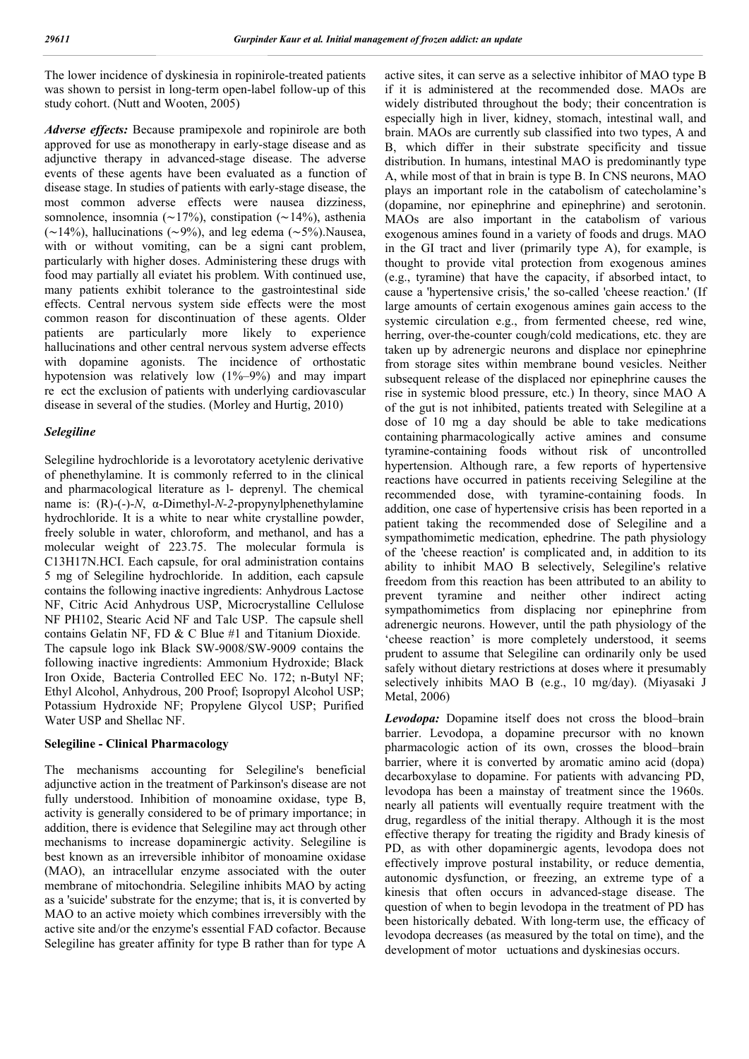The lower incidence of dyskinesia in ropinirole-treated patients was shown to persist in long-term open-label follow-up of this study cohort. (Nutt and Wooten, 2005)

***Adverse effects:*** Because pramipexole and ropinirole are both approved for use as monotherapy in early-stage disease and as adjunctive therapy in advanced-stage disease. The adverse events of these agents have been evaluated as a function of disease stage. In studies of patients with early-stage disease, the most common adverse effects were nausea dizziness, somnolence, insomnia (∼17%), constipation (∼14%), asthenia (∼14%), hallucinations (∼9%), and leg edema (∼5%).Nausea, with or without vomiting, can be a signi cant problem, particularly with higher doses. Administering these drugs with food may partially all eviatet his problem. With continued use, many patients exhibit tolerance to the gastrointestinal side effects. Central nervous system side effects were the most common reason for discontinuation of these agents. Older patients are particularly more likely to experience hallucinations and other central nervous system adverse effects with dopamine agonists. The incidence of orthostatic hypotension was relatively low (1%–9%) and may impart re ect the exclusion of patients with underlying cardiovascular disease in several of the studies. (Morley and Hurtig, 2010)

### *Selegiline*

Selegiline hydrochloride is a levorotatory acetylenic derivative of phenethylamine. It is commonly referred to in the clinical and pharmacological literature as l- deprenyl. The chemical name is: (R)-(-)-*N*, α-Dimethyl-*N-2*-propynylphenethylamine hydrochloride. It is a white to near white crystalline powder, freely soluble in water, chloroform, and methanol, and has a molecular weight of 223.75. The molecular formula is C13H17N.HCI. Each capsule, for oral administration contains 5 mg of Selegiline hydrochloride. In addition, each capsule contains the following inactive ingredients: Anhydrous Lactose NF, Citric Acid Anhydrous USP, Microcrystalline Cellulose NF PH102, Stearic Acid NF and Talc USP. The capsule shell contains Gelatin NF, FD & C Blue #1 and Titanium Dioxide. The capsule logo ink Black SW-9008/SW-9009 contains the following inactive ingredients: Ammonium Hydroxide; Black Iron Oxide, Bacteria Controlled EEC No. 172; n-Butyl NF; Ethyl Alcohol, Anhydrous, 200 Proof; Isopropyl Alcohol USP; Potassium Hydroxide NF; Propylene Glycol USP; Purified Water USP and Shellac NF.

### Selegiline - Clinical Pharmacology

The mechanisms accounting for Selegiline's beneficial adjunctive action in the treatment of Parkinson's disease are not fully understood. Inhibition of monoamine oxidase, type B, activity is generally considered to be of primary importance; in addition, there is evidence that Selegiline may act through other mechanisms to increase dopaminergic activity. Selegiline is best known as an irreversible inhibitor of monoamine oxidase (MAO), an intracellular enzyme associated with the outer membrane of mitochondria. Selegiline inhibits MAO by acting as a 'suicide' substrate for the enzyme; that is, it is converted by MAO to an active moiety which combines irreversibly with the active site and/or the enzyme's essential FAD cofactor. Because Selegiline has greater affinity for type B rather than for type A active sites, it can serve as a selective inhibitor of MAO type B if it is administered at the recommended dose. MAOs are widely distributed throughout the body; their concentration is especially high in liver, kidney, stomach, intestinal wall, and brain. MAOs are currently sub classified into two types, A and B, which differ in their substrate specificity and tissue distribution. In humans, intestinal MAO is predominantly type A, while most of that in brain is type B. In CNS neurons, MAO plays an important role in the catabolism of catecholamine's (dopamine, nor epinephrine and epinephrine) and serotonin. MAOs are also important in the catabolism of various exogenous amines found in a variety of foods and drugs. MAO in the GI tract and liver (primarily type A), for example, is thought to provide vital protection from exogenous amines (e.g., tyramine) that have the capacity, if absorbed intact, to cause a 'hypertensive crisis,' the so-called 'cheese reaction.' (If large amounts of certain exogenous amines gain access to the systemic circulation e.g., from fermented cheese, red wine, herring, over-the-counter cough/cold medications, etc. they are taken up by adrenergic neurons and displace nor epinephrine from storage sites within membrane bound vesicles. Neither subsequent release of the displaced nor epinephrine causes the rise in systemic blood pressure, etc.) In theory, since MAO A of the gut is not inhibited, patients treated with Selegiline at a dose of 10 mg a day should be able to take medications containing pharmacologically active amines and consume tyramine-containing foods without risk of uncontrolled hypertension. Although rare, a few reports of hypertensive reactions have occurred in patients receiving Selegiline at the recommended dose, with tyramine-containing foods. In addition, one case of hypertensive crisis has been reported in a patient taking the recommended dose of Selegiline and a sympathomimetic medication, ephedrine. The path physiology of the 'cheese reaction' is complicated and, in addition to its ability to inhibit MAO B selectively, Selegiline's relative freedom from this reaction has been attributed to an ability to prevent tyramine and neither other indirect acting sympathomimetics from displacing nor epinephrine from adrenergic neurons. However, until the path physiology of the 'cheese reaction' is more completely understood, it seems prudent to assume that Selegiline can ordinarily only be used safely without dietary restrictions at doses where it presumably selectively inhibits MAO B (e.g., 10 mg/day). (Miyasaki J Metal, 2006)

***Levodopa:*** Dopamine itself does not cross the blood–brain barrier. Levodopa, a dopamine precursor with no known pharmacologic action of its own, crosses the blood–brain barrier, where it is converted by aromatic amino acid (dopa) decarboxylase to dopamine. For patients with advancing PD, levodopa has been a mainstay of treatment since the 1960s. nearly all patients will eventually require treatment with the drug, regardless of the initial therapy. Although it is the most effective therapy for treating the rigidity and Brady kinesis of PD, as with other dopaminergic agents, levodopa does not effectively improve postural instability, or reduce dementia, autonomic dysfunction, or freezing, an extreme type of a kinesis that often occurs in advanced-stage disease. The question of when to begin levodopa in the treatment of PD has been historically debated. With long-term use, the efficacy of levodopa decreases (as measured by the total on time), and the development of motor uctuations and dyskinesias occurs.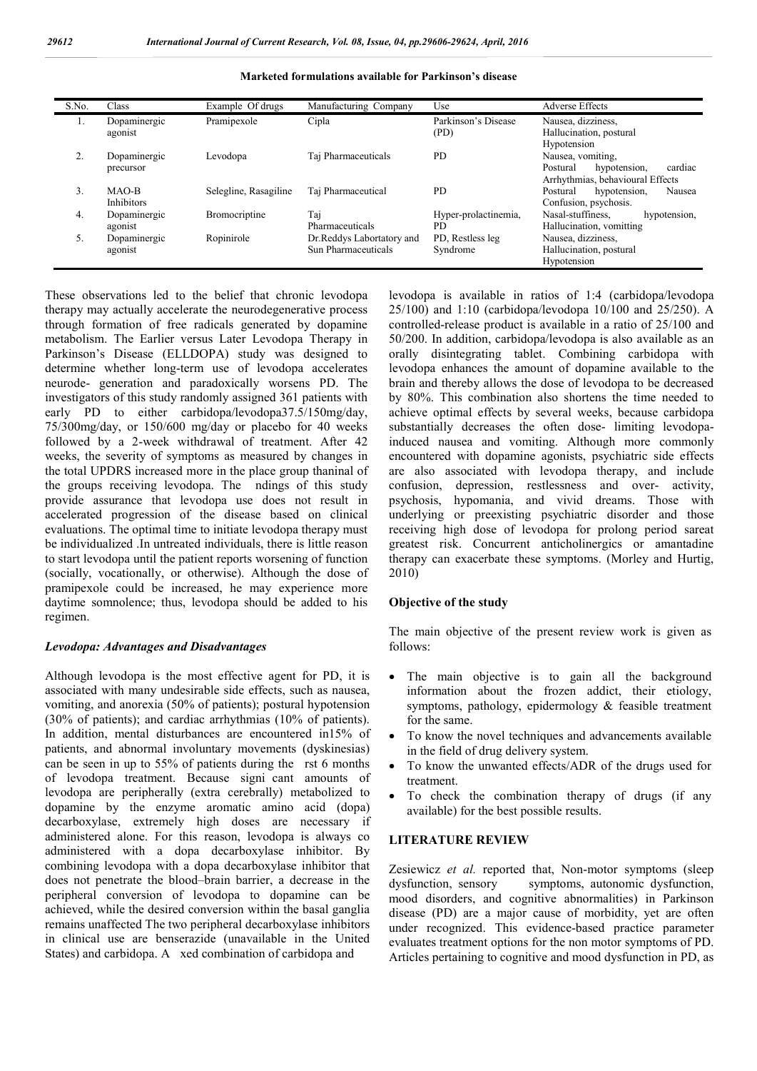**Marketed formulations available for Parkinson's disease**

| S.No. | Class | Example Of drugs | Manufacturing Company | Use | Adverse Effects |
|---|---|---|---|---|---|
| 1. | Dopaminergic agonist | Pramipexole | Cipla | Parkinson's Disease (PD) | Nausea, dizziness, Hallucination, postural Hypotension |
| 2. | Dopaminergic precursor | Levodopa | Taj Pharmaceuticals | PD | Nausea, vomiting, Postural hypotension, cardiac Arrhythmias, behavioural Effects |
| 3. | MAO-B Inhibitors | Selegline, Rasagiline | Taj Pharmaceutical | PD | Postural hypotension, Nausea Confusion, psychosis. |
| 4. | Dopaminergic agonist | Bromocriptine | Taj Pharmaceuticals | Hyper-prolactinemia, PD | Nasal-stuffiness, hypotension, Hallucination, vomitting |
| 5. | Dopaminergic agonist | Ropinirole | Dr.Reddys Labortatory and Sun Pharmaceuticals | PD, Restless leg Syndrome | Nausea, dizziness, Hallucination, postural Hypotension |

These observations led to the belief that chronic levodopa therapy may actually accelerate the neurodegenerative process through formation of free radicals generated by dopamine metabolism. The Earlier versus Later Levodopa Therapy in Parkinson's Disease (ELLDOPA) study was designed to determine whether long-term use of levodopa accelerates neurode- generation and paradoxically worsens PD. The investigators of this study randomly assigned 361 patients with early PD to either carbidopa/levodopa37.5/150mg/day, 75/300mg/day, or 150/600 mg/day or placebo for 40 weeks followed by a 2-week withdrawal of treatment. After 42 weeks, the severity of symptoms as measured by changes in the total UPDRS increased more in the place group thaninal of the groups receiving levodopa. The ndings of this study provide assurance that levodopa use does not result in accelerated progression of the disease based on clinical evaluations. The optimal time to initiate levodopa therapy must be individualized .In untreated individuals, there is little reason to start levodopa until the patient reports worsening of function (socially, vocationally, or otherwise). Although the dose of pramipexole could be increased, he may experience more daytime somnolence; thus, levodopa should be added to his regimen.

### *Levodopa: Advantages and Disadvantages*

Although levodopa is the most effective agent for PD, it is associated with many undesirable side effects, such as nausea, vomiting, and anorexia (50% of patients); postural hypotension (30% of patients); and cardiac arrhythmias (10% of patients). In addition, mental disturbances are encountered in15% of patients, and abnormal involuntary movements (dyskinesias) can be seen in up to 55% of patients during the rst 6 months of levodopa treatment. Because signi cant amounts of levodopa are peripherally (extra cerebrally) metabolized to dopamine by the enzyme aromatic amino acid (dopa) decarboxylase, extremely high doses are necessary if administered alone. For this reason, levodopa is always co administered with a dopa decarboxylase inhibitor. By combining levodopa with a dopa decarboxylase inhibitor that does not penetrate the blood–brain barrier, a decrease in the peripheral conversion of levodopa to dopamine can be achieved, while the desired conversion within the basal ganglia remains unaffected The two peripheral decarboxylase inhibitors in clinical use are benserazide (unavailable in the United States) and carbidopa. A xed combination of carbidopa and levodopa is available in ratios of 1:4 (carbidopa/levodopa 25/100) and 1:10 (carbidopa/levodopa 10/100 and 25/250). A controlled-release product is available in a ratio of 25/100 and 50/200. In addition, carbidopa/levodopa is also available as an orally disintegrating tablet. Combining carbidopa with levodopa enhances the amount of dopamine available to the brain and thereby allows the dose of levodopa to be decreased by 80%. This combination also shortens the time needed to achieve optimal effects by several weeks, because carbidopa substantially decreases the often dose- limiting levodopa-induced nausea and vomiting. Although more commonly encountered with dopamine agonists, psychiatric side effects are also associated with levodopa therapy, and include confusion, depression, restlessness and over- activity, psychosis, hypomania, and vivid dreams. Those with underlying or preexisting psychiatric disorder and those receiving high dose of levodopa for prolong period sareat greatest risk. Concurrent anticholinergics or amantadine therapy can exacerbate these symptoms. (Morley and Hurtig, 2010)

### Objective of the study

The main objective of the present review work is given as follows:

- The main objective is to gain all the background information about the frozen addict, their etiology, symptoms, pathology, epidermology & feasible treatment for the same.
- To know the novel techniques and advancements available in the field of drug delivery system.
- To know the unwanted effects/ADR of the drugs used for treatment.
- To check the combination therapy of drugs (if any available) for the best possible results.

## LITERATURE REVIEW

Zesiewicz *et al.* reported that, Non-motor symptoms (sleep dysfunction, sensory symptoms, autonomic dysfunction, mood disorders, and cognitive abnormalities) in Parkinson disease (PD) are a major cause of morbidity, yet are often under recognized. This evidence-based practice parameter evaluates treatment options for the non motor symptoms of PD. Articles pertaining to cognitive and mood dysfunction in PD, as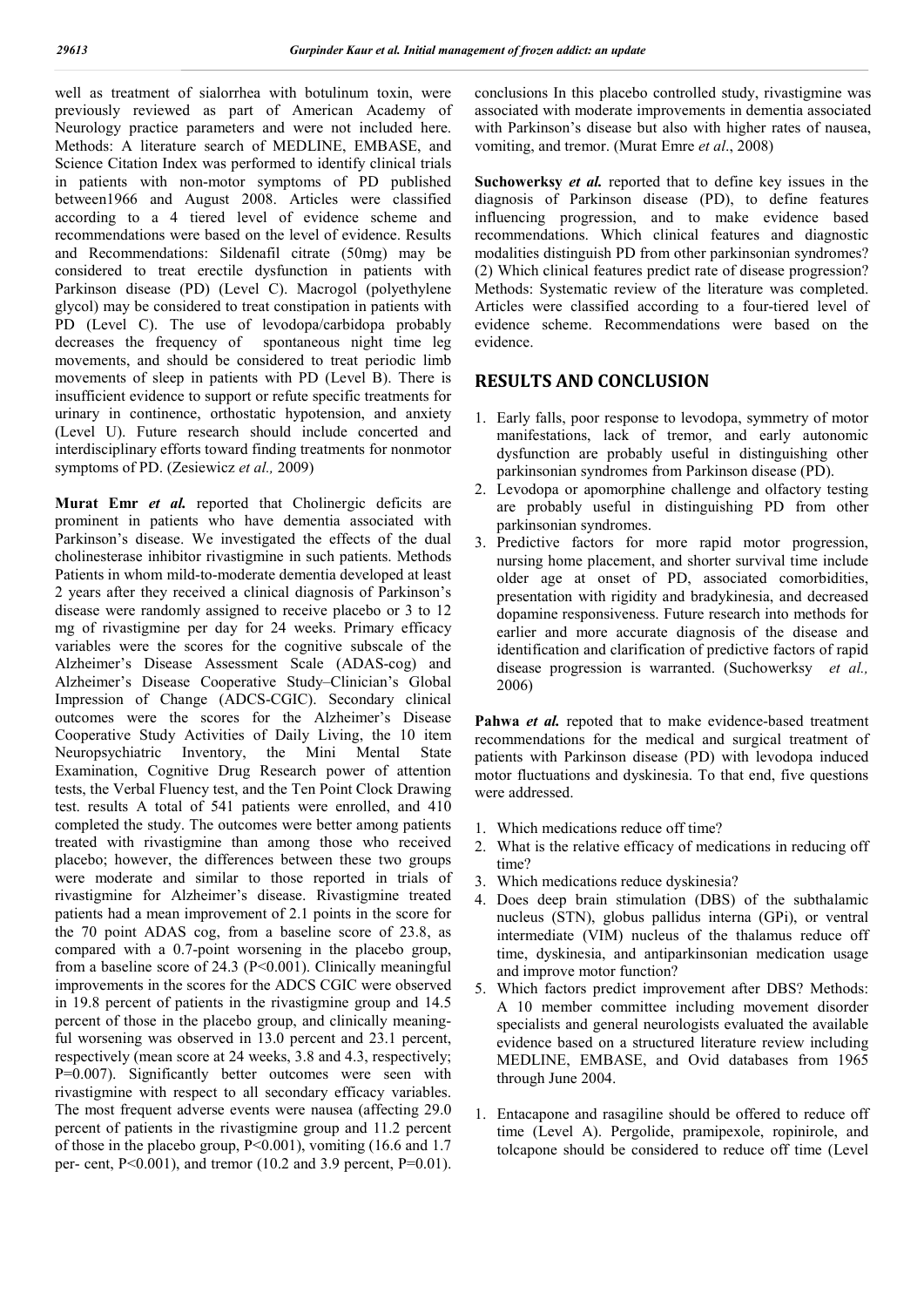well as treatment of sialorrhea with botulinum toxin, were previously reviewed as part of American Academy of Neurology practice parameters and were not included here. Methods: A literature search of MEDLINE, EMBASE, and Science Citation Index was performed to identify clinical trials in patients with non-motor symptoms of PD published between1966 and August 2008. Articles were classified according to a 4 tiered level of evidence scheme and recommendations were based on the level of evidence. Results and Recommendations: Sildenafil citrate (50mg) may be considered to treat erectile dysfunction in patients with Parkinson disease (PD) (Level C). Macrogol (polyethylene glycol) may be considered to treat constipation in patients with PD (Level C). The use of levodopa/carbidopa probably decreases the frequency of spontaneous night time leg movements, and should be considered to treat periodic limb movements of sleep in patients with PD (Level B). There is insufficient evidence to support or refute specific treatments for urinary in continence, orthostatic hypotension, and anxiety (Level U). Future research should include concerted and interdisciplinary efforts toward finding treatments for nonmotor symptoms of PD. (Zesiewicz *et al.,* 2009)

**Murat Emr** ***et al.*** reported that Cholinergic deficits are prominent in patients who have dementia associated with Parkinson's disease. We investigated the effects of the dual cholinesterase inhibitor rivastigmine in such patients. Methods Patients in whom mild-to-moderate dementia developed at least 2 years after they received a clinical diagnosis of Parkinson's disease were randomly assigned to receive placebo or 3 to 12 mg of rivastigmine per day for 24 weeks. Primary efficacy variables were the scores for the cognitive subscale of the Alzheimer's Disease Assessment Scale (ADAS-cog) and Alzheimer's Disease Cooperative Study–Clinician's Global Impression of Change (ADCS-CGIC). Secondary clinical outcomes were the scores for the Alzheimer's Disease Cooperative Study Activities of Daily Living, the 10 item Neuropsychiatric Inventory, the Mini Mental State Examination, Cognitive Drug Research power of attention tests, the Verbal Fluency test, and the Ten Point Clock Drawing test. results A total of 541 patients were enrolled, and 410 completed the study. The outcomes were better among patients treated with rivastigmine than among those who received placebo; however, the differences between these two groups were moderate and similar to those reported in trials of rivastigmine for Alzheimer's disease. Rivastigmine treated patients had a mean improvement of 2.1 points in the score for the 70 point ADAS cog, from a baseline score of 23.8, as compared with a 0.7-point worsening in the placebo group, from a baseline score of 24.3 ($P<0.001$). Clinically meaningful improvements in the scores for the ADCS CGIC were observed in 19.8 percent of patients in the rivastigmine group and 14.5 percent of those in the placebo group, and clinically meaning-ful worsening was observed in 13.0 percent and 23.1 percent, respectively (mean score at 24 weeks, 3.8 and 4.3, respectively; $P=0.007$). Significantly better outcomes were seen with rivastigmine with respect to all secondary efficacy variables. The most frequent adverse events were nausea (affecting 29.0 percent of patients in the rivastigmine group and 11.2 percent of those in the placebo group, $P<0.001$), vomiting (16.6 and 1.7 per- cent, $P<0.001$), and tremor (10.2 and 3.9 percent, $P=0.01$). conclusions In this placebo controlled study, rivastigmine was associated with moderate improvements in dementia associated with Parkinson's disease but also with higher rates of nausea, vomiting, and tremor. (Murat Emre *et al*., 2008)

**Suchowerksy** ***et al.*** reported that to define key issues in the diagnosis of Parkinson disease (PD), to define features influencing progression, and to make evidence based recommendations. Which clinical features and diagnostic modalities distinguish PD from other parkinsonian syndromes? (2) Which clinical features predict rate of disease progression? Methods: Systematic review of the literature was completed. Articles were classified according to a four-tiered level of evidence scheme. Recommendations were based on the evidence.

## RESULTS AND CONCLUSION

1. Early falls, poor response to levodopa, symmetry of motor manifestations, lack of tremor, and early autonomic dysfunction are probably useful in distinguishing other parkinsonian syndromes from Parkinson disease (PD).
2. Levodopa or apomorphine challenge and olfactory testing are probably useful in distinguishing PD from other parkinsonian syndromes.
3. Predictive factors for more rapid motor progression, nursing home placement, and shorter survival time include older age at onset of PD, associated comorbidities, presentation with rigidity and bradykinesia, and decreased dopamine responsiveness. Future research into methods for earlier and more accurate diagnosis of the disease and identification and clarification of predictive factors of rapid disease progression is warranted. (Suchowerksy *et al.,* 2006)

**Pahwa** ***et al.*** repoted that to make evidence-based treatment recommendations for the medical and surgical treatment of patients with Parkinson disease (PD) with levodopa induced motor fluctuations and dyskinesia. To that end, five questions were addressed.

1. Which medications reduce off time?
2. What is the relative efficacy of medications in reducing off time?
3. Which medications reduce dyskinesia?
4. Does deep brain stimulation (DBS) of the subthalamic nucleus (STN), globus pallidus interna (GPi), or ventral intermediate (VIM) nucleus of the thalamus reduce off time, dyskinesia, and antiparkinsonian medication usage and improve motor function?
5. Which factors predict improvement after DBS? Methods: A 10 member committee including movement disorder specialists and general neurologists evaluated the available evidence based on a structured literature review including MEDLINE, EMBASE, and Ovid databases from 1965 through June 2004.

1. Entacapone and rasagiline should be offered to reduce off time (Level A). Pergolide, pramipexole, ropinirole, and tolcapone should be considered to reduce off time (Level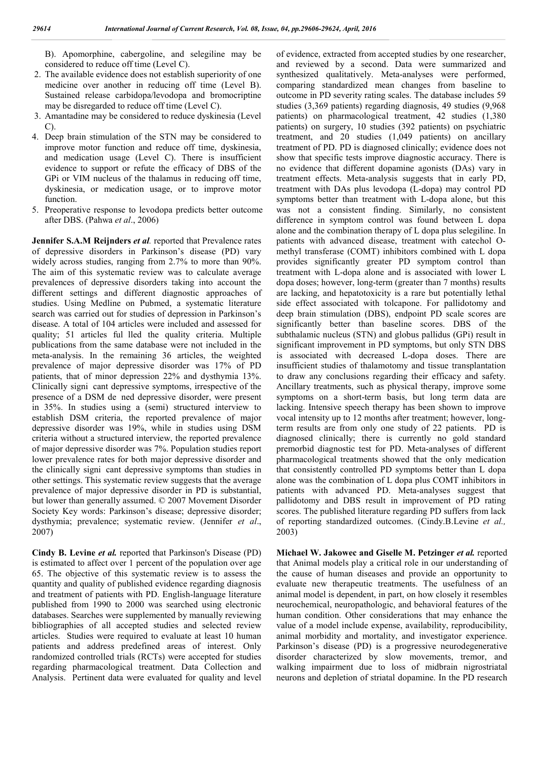B). Apomorphine, cabergoline, and selegiline may be considered to reduce off time (Level C).

2. The available evidence does not establish superiority of one medicine over another in reducing off time (Level B). Sustained release carbidopa/levodopa and bromocriptine may be disregarded to reduce off time (Level C).
3. Amantadine may be considered to reduce dyskinesia (Level C).
4. Deep brain stimulation of the STN may be considered to improve motor function and reduce off time, dyskinesia, and medication usage (Level C). There is insufficient evidence to support or refute the efficacy of DBS of the GPi or VIM nucleus of the thalamus in reducing off time, dyskinesia, or medication usage, or to improve motor function.
5. Preoperative response to levodopa predicts better outcome after DBS. (Pahwa *et al*., 2006)

**Jennifer S.A.M Reijnders *et al.*** reported that Prevalence rates of depressive disorders in Parkinson's disease (PD) vary widely across studies, ranging from 2.7% to more than 90%. The aim of this systematic review was to calculate average prevalences of depressive disorders taking into account the different settings and different diagnostic approaches of studies. Using Medline on Pubmed, a systematic literature search was carried out for studies of depression in Parkinson's disease. A total of 104 articles were included and assessed for quality; 51 articles ful lled the quality criteria. Multiple publications from the same database were not included in the meta-analysis. In the remaining 36 articles, the weighted prevalence of major depressive disorder was 17% of PD patients, that of minor depression 22% and dysthymia 13%. Clinically signi cant depressive symptoms, irrespective of the presence of a DSM de ned depressive disorder, were present in 35%. In studies using a (semi) structured interview to establish DSM criteria, the reported prevalence of major depressive disorder was 19%, while in studies using DSM criteria without a structured interview, the reported prevalence of major depressive disorder was 7%. Population studies report lower prevalence rates for both major depressive disorder and the clinically signi cant depressive symptoms than studies in other settings. This systematic review suggests that the average prevalence of major depressive disorder in PD is substantial, but lower than generally assumed. © 2007 Movement Disorder Society Key words: Parkinson's disease; depressive disorder; dysthymia; prevalence; systematic review. (Jennifer *et al*., 2007)

**Cindy B. Levine *et al.*** reported that Parkinson's Disease (PD) is estimated to affect over 1 percent of the population over age 65. The objective of this systematic review is to assess the quantity and quality of published evidence regarding diagnosis and treatment of patients with PD. English-language literature published from 1990 to 2000 was searched using electronic databases. Searches were supplemented by manually reviewing bibliographies of all accepted studies and selected review articles. Studies were required to evaluate at least 10 human patients and address predefined areas of interest. Only randomized controlled trials (RCTs) were accepted for studies regarding pharmacological treatment. Data Collection and Analysis. Pertinent data were evaluated for quality and level of evidence, extracted from accepted studies by one researcher, and reviewed by a second. Data were summarized and synthesized qualitatively. Meta-analyses were performed, comparing standardized mean changes from baseline to outcome in PD severity rating scales. The database includes 59 studies (3,369 patients) regarding diagnosis, 49 studies (9,968 patients) on pharmacological treatment, 42 studies (1,380 patients) on surgery, 10 studies (392 patients) on psychiatric treatment, and 20 studies (1,049 patients) on ancillary treatment of PD. PD is diagnosed clinically; evidence does not show that specific tests improve diagnostic accuracy. There is no evidence that different dopamine agonists (DAs) vary in treatment effects. Meta-analysis suggests that in early PD, treatment with DAs plus levodopa (L-dopa) may control PD symptoms better than treatment with L-dopa alone, but this was not a consistent finding. Similarly, no consistent difference in symptom control was found between L dopa alone and the combination therapy of L dopa plus selegiline. In patients with advanced disease, treatment with catechol O-methyl transferase (COMT) inhibitors combined with L dopa provides significantly greater PD symptom control than treatment with L-dopa alone and is associated with lower L dopa doses; however, long-term (greater than 7 months) results are lacking, and hepatotoxicity is a rare but potentially lethal side effect associated with tolcapone. For pallidotomy and deep brain stimulation (DBS), endpoint PD scale scores are significantly better than baseline scores. DBS of the subthalamic nucleus (STN) and globus pallidus (GPi) result in significant improvement in PD symptoms, but only STN DBS is associated with decreased L-dopa doses. There are insufficient studies of thalamotomy and tissue transplantation to draw any conclusions regarding their efficacy and safety. Ancillary treatments, such as physical therapy, improve some symptoms on a short-term basis, but long term data are lacking. Intensive speech therapy has been shown to improve vocal intensity up to 12 months after treatment; however, long-term results are from only one study of 22 patients. PD is diagnosed clinically; there is currently no gold standard premorbid diagnostic test for PD. Meta-analyses of different pharmacological treatments showed that the only medication that consistently controlled PD symptoms better than L dopa alone was the combination of L dopa plus COMT inhibitors in patients with advanced PD. Meta-analyses suggest that pallidotomy and DBS result in improvement of PD rating scores. The published literature regarding PD suffers from lack of reporting standardized outcomes. (Cindy.B.Levine *et al.,* 2003)

**Michael W. Jakowec and Giselle M. Petzinger *et al.*** reported that Animal models play a critical role in our understanding of the cause of human diseases and provide an opportunity to evaluate new therapeutic treatments. The usefulness of an animal model is dependent, in part, on how closely it resembles neurochemical, neuropathologic, and behavioral features of the human condition. Other considerations that may enhance the value of a model include expense, availability, reproducibility, animal morbidity and mortality, and investigator experience. Parkinson's disease (PD) is a progressive neurodegenerative disorder characterized by slow movements, tremor, and walking impairment due to loss of midbrain nigrostriatal neurons and depletion of striatal dopamine. In the PD research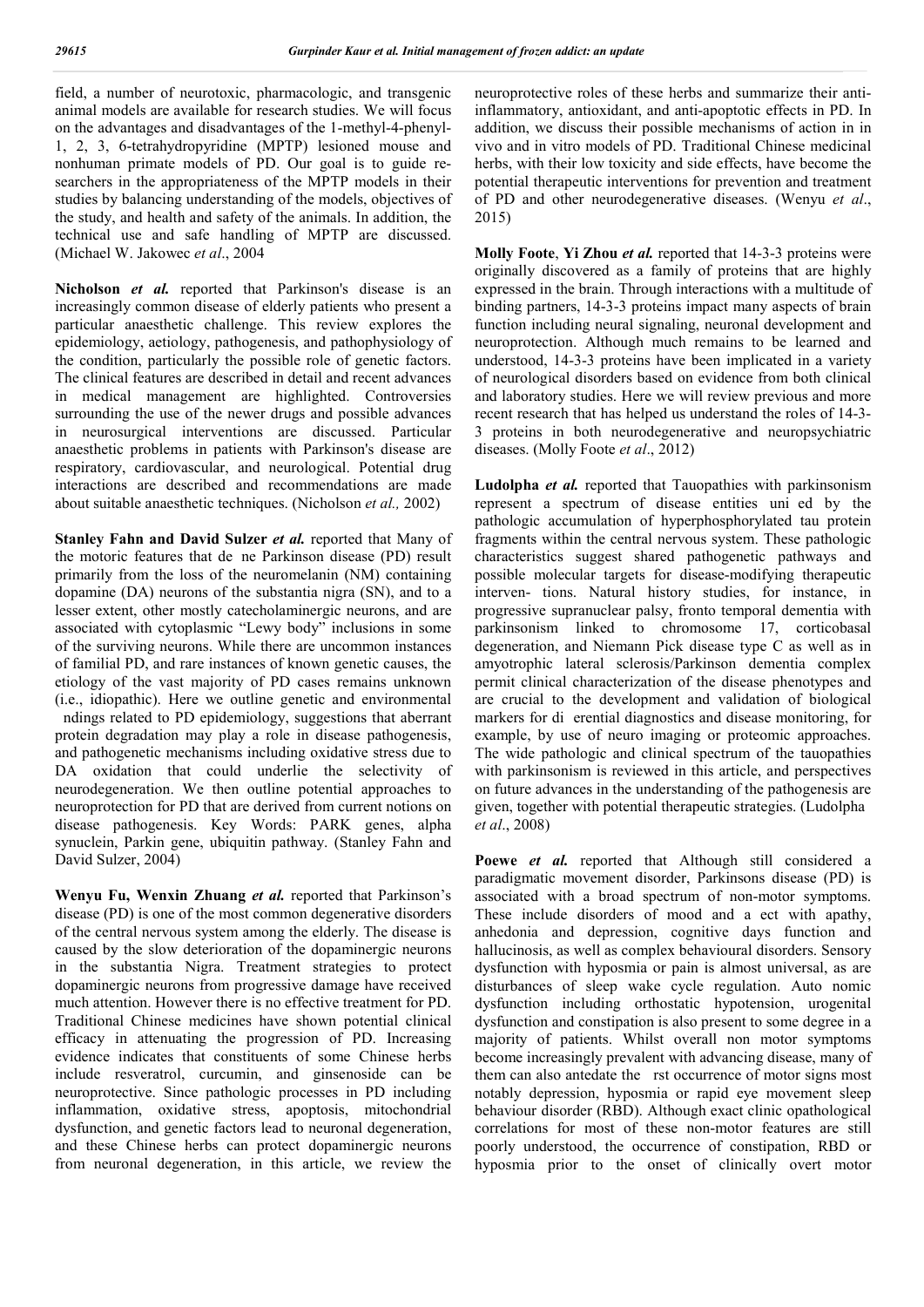field, a number of neurotoxic, pharmacologic, and transgenic animal models are available for research studies. We will focus on the advantages and disadvantages of the 1-methyl-4-phenyl-1, 2, 3, 6-tetrahydropyridine (MPTP) lesioned mouse and nonhuman primate models of PD. Our goal is to guide re-searchers in the appropriateness of the MPTP models in their studies by balancing understanding of the models, objectives of the study, and health and safety of the animals. In addition, the technical use and safe handling of MPTP are discussed. (Michael W. Jakowec *et al*., 2004

**Nicholson *et al.*** reported that Parkinson's disease is an increasingly common disease of elderly patients who present a particular anaesthetic challenge. This review explores the epidemiology, aetiology, pathogenesis, and pathophysiology of the condition, particularly the possible role of genetic factors. The clinical features are described in detail and recent advances in medical management are highlighted. Controversies surrounding the use of the newer drugs and possible advances in neurosurgical interventions are discussed. Particular anaesthetic problems in patients with Parkinson's disease are respiratory, cardiovascular, and neurological. Potential drug interactions are described and recommendations are made about suitable anaesthetic techniques. (Nicholson *et al.,* 2002)

**Stanley Fahn and David Sulzer *et al.*** reported that Many of the motoric features that de ne Parkinson disease (PD) result primarily from the loss of the neuromelanin (NM) containing dopamine (DA) neurons of the substantia nigra (SN), and to a lesser extent, other mostly catecholaminergic neurons, and are associated with cytoplasmic "Lewy body" inclusions in some of the surviving neurons. While there are uncommon instances of familial PD, and rare instances of known genetic causes, the etiology of the vast majority of PD cases remains unknown (i.e., idiopathic). Here we outline genetic and environmental ndings related to PD epidemiology, suggestions that aberrant protein degradation may play a role in disease pathogenesis, and pathogenetic mechanisms including oxidative stress due to DA oxidation that could underlie the selectivity of neurodegeneration. We then outline potential approaches to neuroprotection for PD that are derived from current notions on disease pathogenesis. Key Words: PARK genes, alpha synuclein, Parkin gene, ubiquitin pathway. (Stanley Fahn and David Sulzer, 2004)

**Wenyu Fu, Wenxin Zhuang *et al.*** reported that Parkinson's disease (PD) is one of the most common degenerative disorders of the central nervous system among the elderly. The disease is caused by the slow deterioration of the dopaminergic neurons in the substantia Nigra. Treatment strategies to protect dopaminergic neurons from progressive damage have received much attention. However there is no effective treatment for PD. Traditional Chinese medicines have shown potential clinical efficacy in attenuating the progression of PD. Increasing evidence indicates that constituents of some Chinese herbs include resveratrol, curcumin, and ginsenoside can be neuroprotective. Since pathologic processes in PD including inflammation, oxidative stress, apoptosis, mitochondrial dysfunction, and genetic factors lead to neuronal degeneration, and these Chinese herbs can protect dopaminergic neurons from neuronal degeneration, in this article, we review the neuroprotective roles of these herbs and summarize their anti-inflammatory, antioxidant, and anti-apoptotic effects in PD. In addition, we discuss their possible mechanisms of action in in vivo and in vitro models of PD. Traditional Chinese medicinal herbs, with their low toxicity and side effects, have become the potential therapeutic interventions for prevention and treatment of PD and other neurodegenerative diseases. (Wenyu *et al*., 2015)

**Molly Foote**, **Yi Zhou *et al.*** reported that 14-3-3 proteins were originally discovered as a family of proteins that are highly expressed in the brain. Through interactions with a multitude of binding partners, 14-3-3 proteins impact many aspects of brain function including neural signaling, neuronal development and neuroprotection. Although much remains to be learned and understood, 14-3-3 proteins have been implicated in a variety of neurological disorders based on evidence from both clinical and laboratory studies. Here we will review previous and more recent research that has helped us understand the roles of 14-3-3 proteins in both neurodegenerative and neuropsychiatric diseases. (Molly Foote *et al*., 2012)

**Ludolpha *et al.*** reported that Tauopathies with parkinsonism represent a spectrum of disease entities uni ed by the pathologic accumulation of hyperphosphorylated tau protein fragments within the central nervous system. These pathologic characteristics suggest shared pathogenetic pathways and possible molecular targets for disease-modifying therapeutic interven- tions. Natural history studies, for instance, in progressive supranuclear palsy, fronto temporal dementia with parkinsonism linked to chromosome 17, corticobasal degeneration, and Niemann Pick disease type C as well as in amyotrophic lateral sclerosis/Parkinson dementia complex permit clinical characterization of the disease phenotypes and are crucial to the development and validation of biological markers for di erential diagnostics and disease monitoring, for example, by use of neuro imaging or proteomic approaches. The wide pathologic and clinical spectrum of the tauopathies with parkinsonism is reviewed in this article, and perspectives on future advances in the understanding of the pathogenesis are given, together with potential therapeutic strategies. (Ludolpha *et al*., 2008)

**Poewe *et al.*** reported that Although still considered a paradigmatic movement disorder, Parkinsons disease (PD) is associated with a broad spectrum of non-motor symptoms. These include disorders of mood and a ect with apathy, anhedonia and depression, cognitive days function and hallucinosis, as well as complex behavioural disorders. Sensory dysfunction with hyposmia or pain is almost universal, as are disturbances of sleep wake cycle regulation. Auto nomic dysfunction including orthostatic hypotension, urogenital dysfunction and constipation is also present to some degree in a majority of patients. Whilst overall non motor symptoms become increasingly prevalent with advancing disease, many of them can also antedate the rst occurrence of motor signs most notably depression, hyposmia or rapid eye movement sleep behaviour disorder (RBD). Although exact clinic opathological correlations for most of these non-motor features are still poorly understood, the occurrence of constipation, RBD or hyposmia prior to the onset of clinically overt motor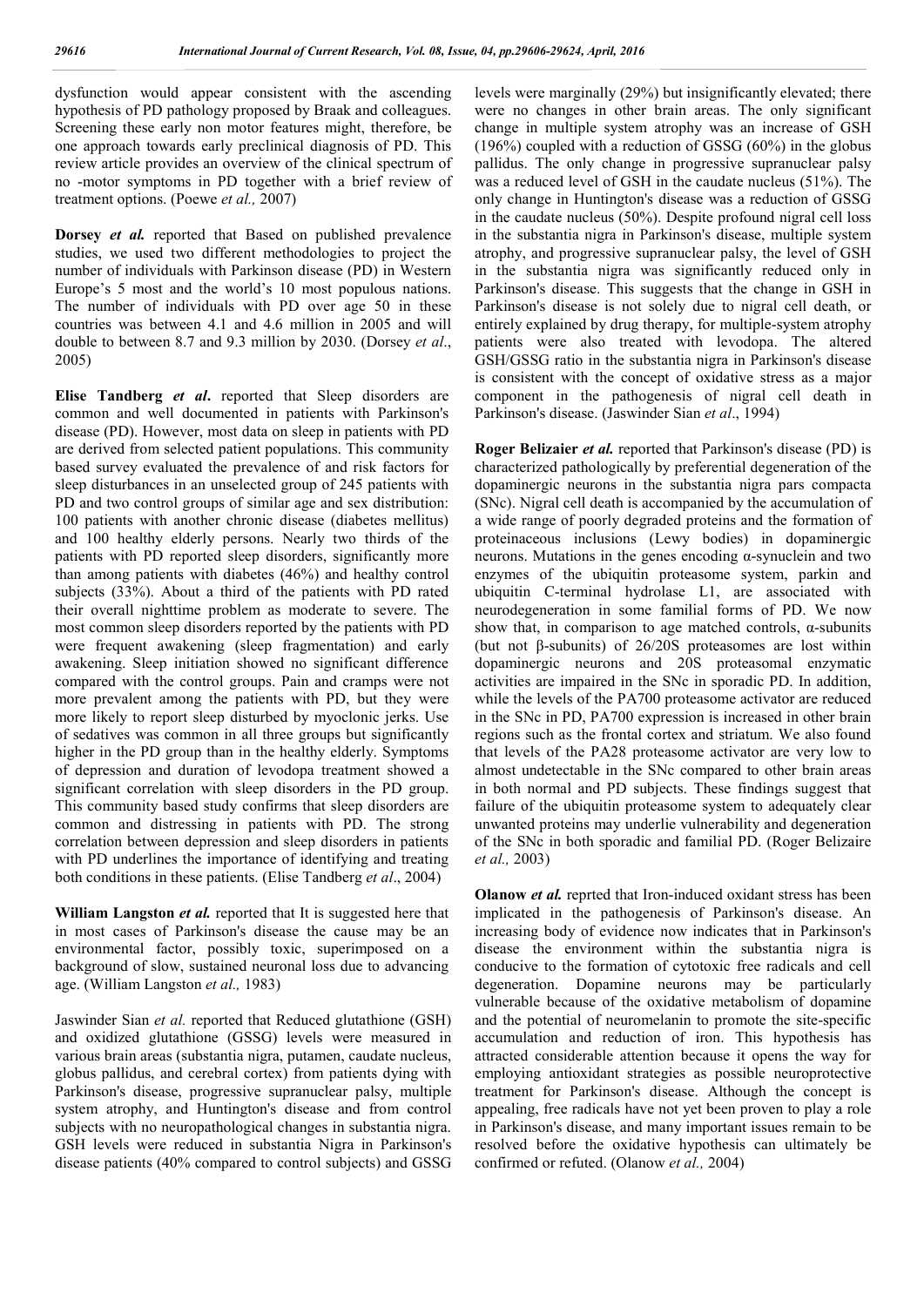dysfunction would appear consistent with the ascending hypothesis of PD pathology proposed by Braak and colleagues. Screening these early non motor features might, therefore, be one approach towards early preclinical diagnosis of PD. This review article provides an overview of the clinical spectrum of no -motor symptoms in PD together with a brief review of treatment options. (Poewe *et al.,* 2007)

**Dorsey *et al.*** reported that Based on published prevalence studies, we used two different methodologies to project the number of individuals with Parkinson disease (PD) in Western Europe's 5 most and the world's 10 most populous nations. The number of individuals with PD over age 50 in these countries was between 4.1 and 4.6 million in 2005 and will double to between 8.7 and 9.3 million by 2030. (Dorsey *et al*., 2005)

**Elise Tandberg *et al*.** reported that Sleep disorders are common and well documented in patients with Parkinson's disease (PD). However, most data on sleep in patients with PD are derived from selected patient populations. This community based survey evaluated the prevalence of and risk factors for sleep disturbances in an unselected group of 245 patients with PD and two control groups of similar age and sex distribution: 100 patients with another chronic disease (diabetes mellitus) and 100 healthy elderly persons. Nearly two thirds of the patients with PD reported sleep disorders, significantly more than among patients with diabetes (46%) and healthy control subjects (33%). About a third of the patients with PD rated their overall nighttime problem as moderate to severe. The most common sleep disorders reported by the patients with PD were frequent awakening (sleep fragmentation) and early awakening. Sleep initiation showed no significant difference compared with the control groups. Pain and cramps were not more prevalent among the patients with PD, but they were more likely to report sleep disturbed by myoclonic jerks. Use of sedatives was common in all three groups but significantly higher in the PD group than in the healthy elderly. Symptoms of depression and duration of levodopa treatment showed a significant correlation with sleep disorders in the PD group. This community based study confirms that sleep disorders are common and distressing in patients with PD. The strong correlation between depression and sleep disorders in patients with PD underlines the importance of identifying and treating both conditions in these patients. (Elise Tandberg *et al*., 2004)

**William Langston *et al.*** reported that It is suggested here that in most cases of Parkinson's disease the cause may be an environmental factor, possibly toxic, superimposed on a background of slow, sustained neuronal loss due to advancing age. (William Langston *et al.,* 1983)

Jaswinder Sian *et al.* reported that Reduced glutathione (GSH) and oxidized glutathione (GSSG) levels were measured in various brain areas (substantia nigra, putamen, caudate nucleus, globus pallidus, and cerebral cortex) from patients dying with Parkinson's disease, progressive supranuclear palsy, multiple system atrophy, and Huntington's disease and from control subjects with no neuropathological changes in substantia nigra. GSH levels were reduced in substantia Nigra in Parkinson's disease patients (40% compared to control subjects) and GSSG levels were marginally (29%) but insignificantly elevated; there were no changes in other brain areas. The only significant change in multiple system atrophy was an increase of GSH (196%) coupled with a reduction of GSSG (60%) in the globus pallidus. The only change in progressive supranuclear palsy was a reduced level of GSH in the caudate nucleus (51%). The only change in Huntington's disease was a reduction of GSSG in the caudate nucleus (50%). Despite profound nigral cell loss in the substantia nigra in Parkinson's disease, multiple system atrophy, and progressive supranuclear palsy, the level of GSH in the substantia nigra was significantly reduced only in Parkinson's disease. This suggests that the change in GSH in Parkinson's disease is not solely due to nigral cell death, or entirely explained by drug therapy, for multiple-system atrophy patients were also treated with levodopa. The altered GSH/GSSG ratio in the substantia nigra in Parkinson's disease is consistent with the concept of oxidative stress as a major component in the pathogenesis of nigral cell death in Parkinson's disease. (Jaswinder Sian *et al*., 1994)

**Roger Belizaier *et al.*** reported that Parkinson's disease (PD) is characterized pathologically by preferential degeneration of the dopaminergic neurons in the substantia nigra pars compacta (SNc). Nigral cell death is accompanied by the accumulation of a wide range of poorly degraded proteins and the formation of proteinaceous inclusions (Lewy bodies) in dopaminergic neurons. Mutations in the genes encoding α-synuclein and two enzymes of the ubiquitin proteasome system, parkin and ubiquitin C-terminal hydrolase L1, are associated with neurodegeneration in some familial forms of PD. We now show that, in comparison to age matched controls, α-subunits (but not β-subunits) of 26/20S proteasomes are lost within dopaminergic neurons and 20S proteasomal enzymatic activities are impaired in the SNc in sporadic PD. In addition, while the levels of the PA700 proteasome activator are reduced in the SNc in PD, PA700 expression is increased in other brain regions such as the frontal cortex and striatum. We also found that levels of the PA28 proteasome activator are very low to almost undetectable in the SNc compared to other brain areas in both normal and PD subjects. These findings suggest that failure of the ubiquitin proteasome system to adequately clear unwanted proteins may underlie vulnerability and degeneration of the SNc in both sporadic and familial PD. (Roger Belizaire *et al.,* 2003)

**Olanow *et al.*** reprted that Iron-induced oxidant stress has been implicated in the pathogenesis of Parkinson's disease. An increasing body of evidence now indicates that in Parkinson's disease the environment within the substantia nigra is conducive to the formation of cytotoxic free radicals and cell degeneration. Dopamine neurons may be particularly vulnerable because of the oxidative metabolism of dopamine and the potential of neuromelanin to promote the site-specific accumulation and reduction of iron. This hypothesis has attracted considerable attention because it opens the way for employing antioxidant strategies as possible neuroprotective treatment for Parkinson's disease. Although the concept is appealing, free radicals have not yet been proven to play a role in Parkinson's disease, and many important issues remain to be resolved before the oxidative hypothesis can ultimately be confirmed or refuted. (Olanow *et al.,* 2004)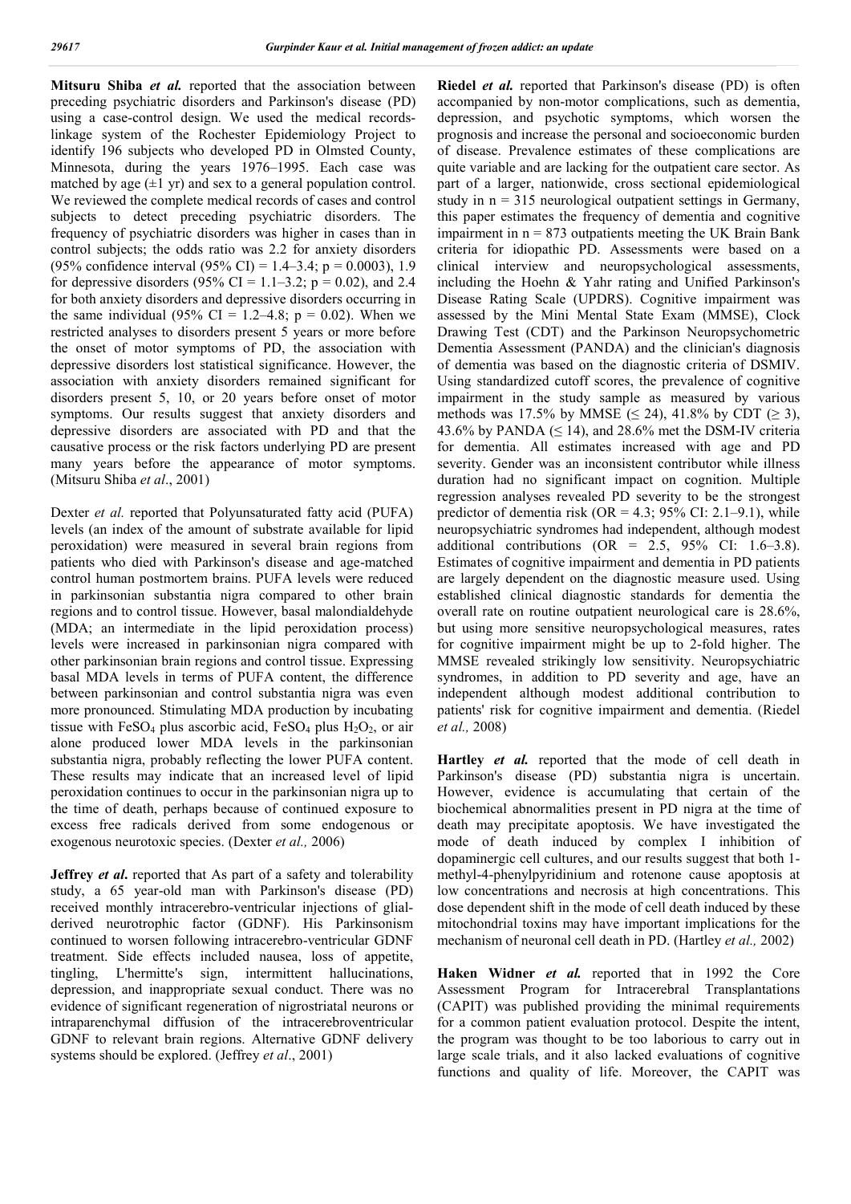**Mitsuru Shiba *et al.*** reported that the association between preceding psychiatric disorders and Parkinson's disease (PD) using a case-control design. We used the medical records-linkage system of the Rochester Epidemiology Project to identify 196 subjects who developed PD in Olmsted County, Minnesota, during the years 1976–1995. Each case was matched by age (±1 yr) and sex to a general population control. We reviewed the complete medical records of cases and control subjects to detect preceding psychiatric disorders. The frequency of psychiatric disorders was higher in cases than in control subjects; the odds ratio was 2.2 for anxiety disorders (95% confidence interval (95% CI) = 1.4–3.4; p = 0.0003), 1.9 for depressive disorders (95% CI = 1.1–3.2; p = 0.02), and 2.4 for both anxiety disorders and depressive disorders occurring in the same individual (95% CI = 1.2–4.8; p = 0.02). When we restricted analyses to disorders present 5 years or more before the onset of motor symptoms of PD, the association with depressive disorders lost statistical significance. However, the association with anxiety disorders remained significant for disorders present 5, 10, or 20 years before onset of motor symptoms. Our results suggest that anxiety disorders and depressive disorders are associated with PD and that the causative process or the risk factors underlying PD are present many years before the appearance of motor symptoms. (Mitsuru Shiba *et al*., 2001)

Dexter *et al.* reported that Polyunsaturated fatty acid (PUFA) levels (an index of the amount of substrate available for lipid peroxidation) were measured in several brain regions from patients who died with Parkinson's disease and age-matched control human postmortem brains. PUFA levels were reduced in parkinsonian substantia nigra compared to other brain regions and to control tissue. However, basal malondialdehyde (MDA; an intermediate in the lipid peroxidation process) levels were increased in parkinsonian nigra compared with other parkinsonian brain regions and control tissue. Expressing basal MDA levels in terms of PUFA content, the difference between parkinsonian and control substantia nigra was even more pronounced. Stimulating MDA production by incubating tissue with $FeSO_4$ plus ascorbic acid, $FeSO_4$ plus $H_2O_2$, or air alone produced lower MDA levels in the parkinsonian substantia nigra, probably reflecting the lower PUFA content. These results may indicate that an increased level of lipid peroxidation continues to occur in the parkinsonian nigra up to the time of death, perhaps because of continued exposure to excess free radicals derived from some endogenous or exogenous neurotoxic species. (Dexter *et al.,* 2006)

**Jeffrey *et al*.** reported that As part of a safety and tolerability study, a 65 year-old man with Parkinson's disease (PD) received monthly intracerebro-ventricular injections of glial-derived neurotrophic factor (GDNF). His Parkinsonism continued to worsen following intracerebro-ventricular GDNF treatment. Side effects included nausea, loss of appetite, tingling, L'hermitte's sign, intermittent hallucinations, depression, and inappropriate sexual conduct. There was no evidence of significant regeneration of nigrostriatal neurons or intraparenchymal diffusion of the intracerebroventricular GDNF to relevant brain regions. Alternative GDNF delivery systems should be explored. (Jeffrey *et al*., 2001)

**Riedel *et al.*** reported that Parkinson's disease (PD) is often accompanied by non-motor complications, such as dementia, depression, and psychotic symptoms, which worsen the prognosis and increase the personal and socioeconomic burden of disease. Prevalence estimates of these complications are quite variable and are lacking for the outpatient care sector. As part of a larger, nationwide, cross sectional epidemiological study in n = 315 neurological outpatient settings in Germany, this paper estimates the frequency of dementia and cognitive impairment in n = 873 outpatients meeting the UK Brain Bank criteria for idiopathic PD. Assessments were based on a clinical interview and neuropsychological assessments, including the Hoehn & Yahr rating and Unified Parkinson's Disease Rating Scale (UPDRS). Cognitive impairment was assessed by the Mini Mental State Exam (MMSE), Clock Drawing Test (CDT) and the Parkinson Neuropsychometric Dementia Assessment (PANDA) and the clinician's diagnosis of dementia was based on the diagnostic criteria of DSMIV. Using standardized cutoff scores, the prevalence of cognitive impairment in the study sample as measured by various methods was 17.5% by MMSE (≤ 24), 41.8% by CDT (≥ 3), 43.6% by PANDA (≤ 14), and 28.6% met the DSM-IV criteria for dementia. All estimates increased with age and PD severity. Gender was an inconsistent contributor while illness duration had no significant impact on cognition. Multiple regression analyses revealed PD severity to be the strongest predictor of dementia risk (OR = 4.3; 95% CI: 2.1–9.1), while neuropsychiatric syndromes had independent, although modest additional contributions (OR = 2.5, 95% CI: 1.6–3.8). Estimates of cognitive impairment and dementia in PD patients are largely dependent on the diagnostic measure used. Using established clinical diagnostic standards for dementia the overall rate on routine outpatient neurological care is 28.6%, but using more sensitive neuropsychological measures, rates for cognitive impairment might be up to 2-fold higher. The MMSE revealed strikingly low sensitivity. Neuropsychiatric syndromes, in addition to PD severity and age, have an independent although modest additional contribution to patients' risk for cognitive impairment and dementia. (Riedel *et al.,* 2008)

**Hartley *et al.*** reported that the mode of cell death in Parkinson's disease (PD) substantia nigra is uncertain. However, evidence is accumulating that certain of the biochemical abnormalities present in PD nigra at the time of death may precipitate apoptosis. We have investigated the mode of death induced by complex I inhibition of dopaminergic cell cultures, and our results suggest that both 1-methyl-4-phenylpyridinium and rotenone cause apoptosis at low concentrations and necrosis at high concentrations. This dose dependent shift in the mode of cell death induced by these mitochondrial toxins may have important implications for the mechanism of neuronal cell death in PD. (Hartley *et al.,* 2002)

**Haken Widner *et al.*** reported that in 1992 the Core Assessment Program for Intracerebral Transplantations (CAPIT) was published providing the minimal requirements for a common patient evaluation protocol. Despite the intent, the program was thought to be too laborious to carry out in large scale trials, and it also lacked evaluations of cognitive functions and quality of life. Moreover, the CAPIT was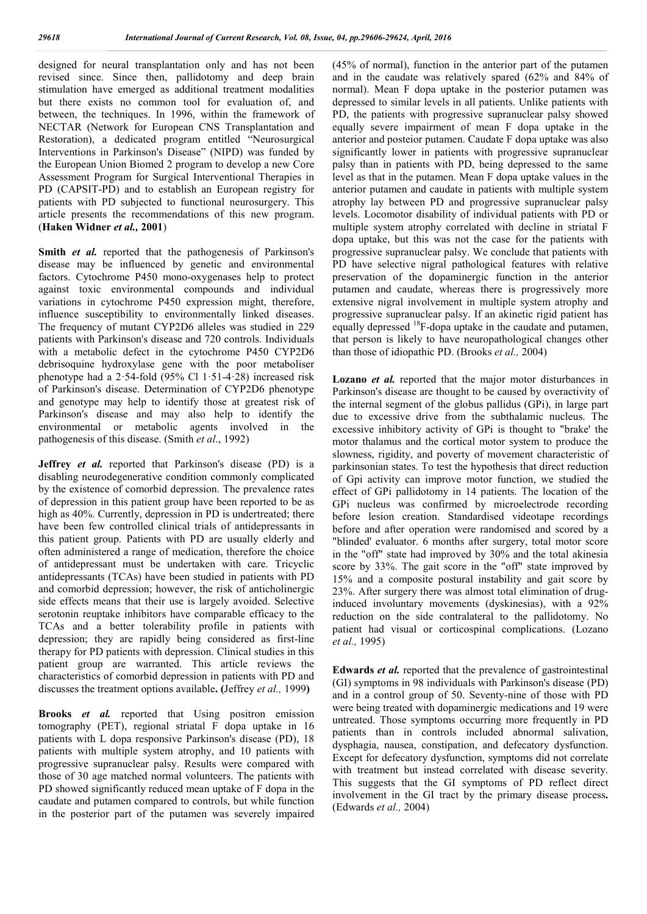designed for neural transplantation only and has not been revised since. Since then, pallidotomy and deep brain stimulation have emerged as additional treatment modalities but there exists no common tool for evaluation of, and between, the techniques. In 1996, within the framework of NECTAR (Network for European CNS Transplantation and Restoration), a dedicated program entitled "Neurosurgical Interventions in Parkinson's Disease" (NIPD) was funded by the European Union Biomed 2 program to develop a new Core Assessment Program for Surgical Interventional Therapies in PD (CAPSIT-PD) and to establish an European registry for patients with PD subjected to functional neurosurgery. This article presents the recommendations of this new program. (**Haken Widner *et al.,* 2001**)

**Smith *et al.*** reported that the pathogenesis of Parkinson's disease may be influenced by genetic and environmental factors. Cytochrome P450 mono-oxygenases help to protect against toxic environmental compounds and individual variations in cytochrome P450 expression might, therefore, influence susceptibility to environmentally linked diseases. The frequency of mutant CYP2D6 alleles was studied in 229 patients with Parkinson's disease and 720 controls. Individuals with a metabolic defect in the cytochrome P450 CYP2D6 debrisoquine hydroxylase gene with the poor metaboliser phenotype had a 2·54-fold (95% Cl 1·51-4·28) increased risk of Parkinson's disease. Determination of CYP2D6 phenotype and genotype may help to identify those at greatest risk of Parkinson's disease and may also help to identify the environmental or metabolic agents involved in the pathogenesis of this disease. (Smith *et al*., 1992)

**Jeffrey *et al.*** reported that Parkinson's disease (PD) is a disabling neurodegenerative condition commonly complicated by the existence of comorbid depression. The prevalence rates of depression in this patient group have been reported to be as high as 40%. Currently, depression in PD is undertreated; there have been few controlled clinical trials of antidepressants in this patient group. Patients with PD are usually elderly and often administered a range of medication, therefore the choice of antidepressant must be undertaken with care. Tricyclic antidepressants (TCAs) have been studied in patients with PD and comorbid depression; however, the risk of anticholinergic side effects means that their use is largely avoided. Selective serotonin reuptake inhibitors have comparable efficacy to the TCAs and a better tolerability profile in patients with depression; they are rapidly being considered as first-line therapy for PD patients with depression. Clinical studies in this patient group are warranted. This article reviews the characteristics of comorbid depression in patients with PD and discusses the treatment options available**. (**Jeffrey *et al.,* 1999**)**

**Brooks *et al.*** reported that Using positron emission tomography (PET), regional striatal F dopa uptake in 16 patients with L dopa responsive Parkinson's disease (PD), 18 patients with multiple system atrophy, and 10 patients with progressive supranuclear palsy. Results were compared with those of 30 age matched normal volunteers. The patients with PD showed significantly reduced mean uptake of F dopa in the caudate and putamen compared to controls, but while function in the posterior part of the putamen was severely impaired (45% of normal), function in the anterior part of the putamen and in the caudate was relatively spared (62% and 84% of normal). Mean F dopa uptake in the posterior putamen was depressed to similar levels in all patients. Unlike patients with PD, the patients with progressive supranuclear palsy showed equally severe impairment of mean F dopa uptake in the anterior and posteior putamen. Caudate F dopa uptake was also significantly lower in patients with progressive supranuclear palsy than in patients with PD, being depressed to the same level as that in the putamen. Mean F dopa uptake values in the anterior putamen and caudate in patients with multiple system atrophy lay between PD and progressive supranuclear palsy levels. Locomotor disability of individual patients with PD or multiple system atrophy correlated with decline in striatal F dopa uptake, but this was not the case for the patients with progressive supranuclear palsy. We conclude that patients with PD have selective nigral pathological features with relative preservation of the dopaminergic function in the anterior putamen and caudate, whereas there is progressively more extensive nigral involvement in multiple system atrophy and progressive supranuclear palsy. If an akinetic rigid patient has equally depressed $^{18}$F-dopa uptake in the caudate and putamen, that person is likely to have neuropathological changes other than those of idiopathic PD. (Brooks *et al.,* 2004)

**Lozano *et al.*** reported that the major motor disturbances in Parkinson's disease are thought to be caused by overactivity of the internal segment of the globus pallidus (GPi), in large part due to excessive drive from the subthalamic nucleus. The excessive inhibitory activity of GPi is thought to "brake' the motor thalamus and the cortical motor system to produce the slowness, rigidity, and poverty of movement characteristic of parkinsonian states. To test the hypothesis that direct reduction of Gpi activity can improve motor function, we studied the effect of GPi pallidotomy in 14 patients. The location of the GPi nucleus was confirmed by microelectrode recording before lesion creation. Standardised videotape recordings before and after operation were randomised and scored by a "blinded' evaluator. 6 months after surgery, total motor score in the "off" state had improved by 30% and the total akinesia score by 33%. The gait score in the "off" state improved by 15% and a composite postural instability and gait score by 23%. After surgery there was almost total elimination of drug-induced involuntary movements (dyskinesias), with a 92% reduction on the side contralateral to the pallidotomy. No patient had visual or corticospinal complications. (Lozano *et al.,* 1995)

**Edwards *et al.*** reported that the prevalence of gastrointestinal (GI) symptoms in 98 individuals with Parkinson's disease (PD) and in a control group of 50. Seventy-nine of those with PD were being treated with dopaminergic medications and 19 were untreated. Those symptoms occurring more frequently in PD patients than in controls included abnormal salivation, dysphagia, nausea, constipation, and defecatory dysfunction. Except for defecatory dysfunction, symptoms did not correlate with treatment but instead correlated with disease severity. This suggests that the GI symptoms of PD reflect direct involvement in the GI tract by the primary disease process**.** (Edwards *et al.,* 2004)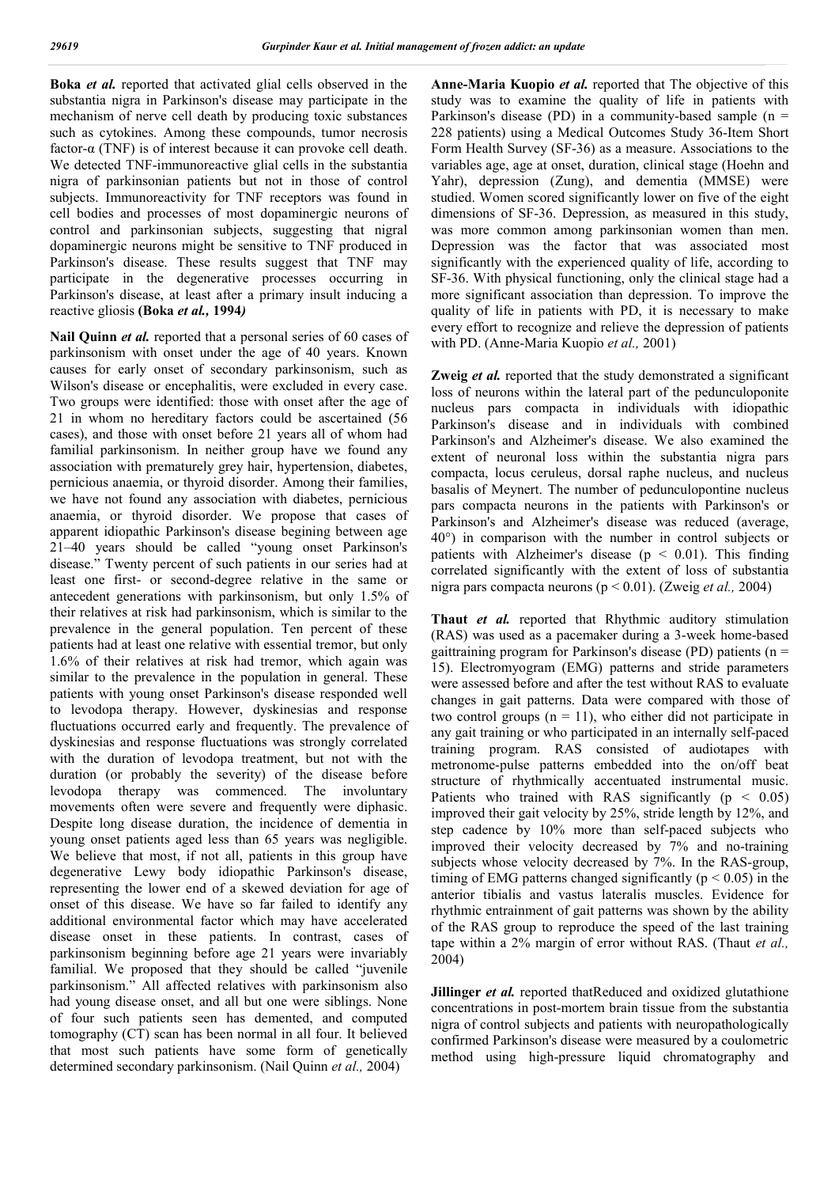**Boka *et al.*** reported that activated glial cells observed in the substantia nigra in Parkinson's disease may participate in the mechanism of nerve cell death by producing toxic substances such as cytokines. Among these compounds, tumor necrosis factor-α (TNF) is of interest because it can provoke cell death. We detected TNF-immunoreactive glial cells in the substantia nigra of parkinsonian patients but not in those of control subjects. Immunoreactivity for TNF receptors was found in cell bodies and processes of most dopaminergic neurons of control and parkinsonian subjects, suggesting that nigral dopaminergic neurons might be sensitive to TNF produced in Parkinson's disease. These results suggest that TNF may participate in the degenerative processes occurring in Parkinson's disease, at least after a primary insult inducing a reactive gliosis **(Boka *et al.*, 1994*)***

**Nail Quinn *et al.*** reported that a personal series of 60 cases of parkinsonism with onset under the age of 40 years. Known causes for early onset of secondary parkinsonism, such as Wilson's disease or encephalitis, were excluded in every case. Two groups were identified: those with onset after the age of 21 in whom no hereditary factors could be ascertained (56 cases), and those with onset before 21 years all of whom had familial parkinsonism. In neither group have we found any association with prematurely grey hair, hypertension, diabetes, pernicious anaemia, or thyroid disorder. Among their families, we have not found any association with diabetes, pernicious anaemia, or thyroid disorder. We propose that cases of apparent idiopathic Parkinson's disease begining between age 21–40 years should be called "young onset Parkinson's disease." Twenty percent of such patients in our series had at least one first- or second-degree relative in the same or antecedent generations with parkinsonism, but only 1.5% of their relatives at risk had parkinsonism, which is similar to the prevalence in the general population. Ten percent of these patients had at least one relative with essential tremor, but only 1.6% of their relatives at risk had tremor, which again was similar to the prevalence in the population in general. These patients with young onset Parkinson's disease responded well to levodopa therapy. However, dyskinesias and response fluctuations occurred early and frequently. The prevalence of dyskinesias and response fluctuations was strongly correlated with the duration of levodopa treatment, but not with the duration (or probably the severity) of the disease before levodopa therapy was commenced. The involuntary movements often were severe and frequently were diphasic. Despite long disease duration, the incidence of dementia in young onset patients aged less than 65 years was negligible. We believe that most, if not all, patients in this group have degenerative Lewy body idiopathic Parkinson's disease, representing the lower end of a skewed deviation for age of onset of this disease. We have so far failed to identify any additional environmental factor which may have accelerated disease onset in these patients. In contrast, cases of parkinsonism beginning before age 21 years were invariably familial. We proposed that they should be called "juvenile parkinsonism." All affected relatives with parkinsonism also had young disease onset, and all but one were siblings. None of four such patients seen has demented, and computed tomography (CT) scan has been normal in all four. It believed that most such patients have some form of genetically determined secondary parkinsonism. (Nail Quinn *et al.,* 2004)

**Anne-Maria Kuopio *et al.*** reported that The objective of this study was to examine the quality of life in patients with Parkinson's disease (PD) in a community-based sample (n = 228 patients) using a Medical Outcomes Study 36-Item Short Form Health Survey (SF-36) as a measure. Associations to the variables age, age at onset, duration, clinical stage (Hoehn and Yahr), depression (Zung), and dementia (MMSE) were studied. Women scored significantly lower on five of the eight dimensions of SF-36. Depression, as measured in this study, was more common among parkinsonian women than men. Depression was the factor that was associated most significantly with the experienced quality of life, according to SF-36. With physical functioning, only the clinical stage had a more significant association than depression. To improve the quality of life in patients with PD, it is necessary to make every effort to recognize and relieve the depression of patients with PD. (Anne-Maria Kuopio *et al.,* 2001)

**Zweig *et al.*** reported that the study demonstrated a significant loss of neurons within the lateral part of the pedunculoponite nucleus pars compacta in individuals with idiopathic Parkinson's disease and in individuals with combined Parkinson's and Alzheimer's disease. We also examined the extent of neuronal loss within the substantia nigra pars compacta, locus ceruleus, dorsal raphe nucleus, and nucleus basalis of Meynert. The number of pedunculopontine nucleus pars compacta neurons in the patients with Parkinson's or Parkinson's and Alzheimer's disease was reduced (average, 40°) in comparison with the number in control subjects or patients with Alzheimer's disease ($p < 0.01$). This finding correlated significantly with the extent of loss of substantia nigra pars compacta neurons ($p < 0.01$). (Zweig *et al.,* 2004)

**Thaut *et al.*** reported that Rhythmic auditory stimulation (RAS) was used as a pacemaker during a 3-week home-based gaittraining program for Parkinson's disease (PD) patients (n = 15). Electromyogram (EMG) patterns and stride parameters were assessed before and after the test without RAS to evaluate changes in gait patterns. Data were compared with those of two control groups (n = 11), who either did not participate in any gait training or who participated in an internally self-paced training program. RAS consisted of audiotapes with metronome-pulse patterns embedded into the on/off beat structure of rhythmically accentuated instrumental music. Patients who trained with RAS significantly ($p < 0.05$) improved their gait velocity by 25%, stride length by 12%, and step cadence by 10% more than self-paced subjects who improved their velocity decreased by 7% and no-training subjects whose velocity decreased by 7%. In the RAS-group, timing of EMG patterns changed significantly ($p < 0.05$) in the anterior tibialis and vastus lateralis muscles. Evidence for rhythmic entrainment of gait patterns was shown by the ability of the RAS group to reproduce the speed of the last training tape within a 2% margin of error without RAS. (Thaut *et al.,* 2004)

**Jillinger *et al.*** reported thatReduced and oxidized glutathione concentrations in post-mortem brain tissue from the substantia nigra of control subjects and patients with neuropathologically confirmed Parkinson's disease were measured by a coulometric method using high-pressure liquid chromatography and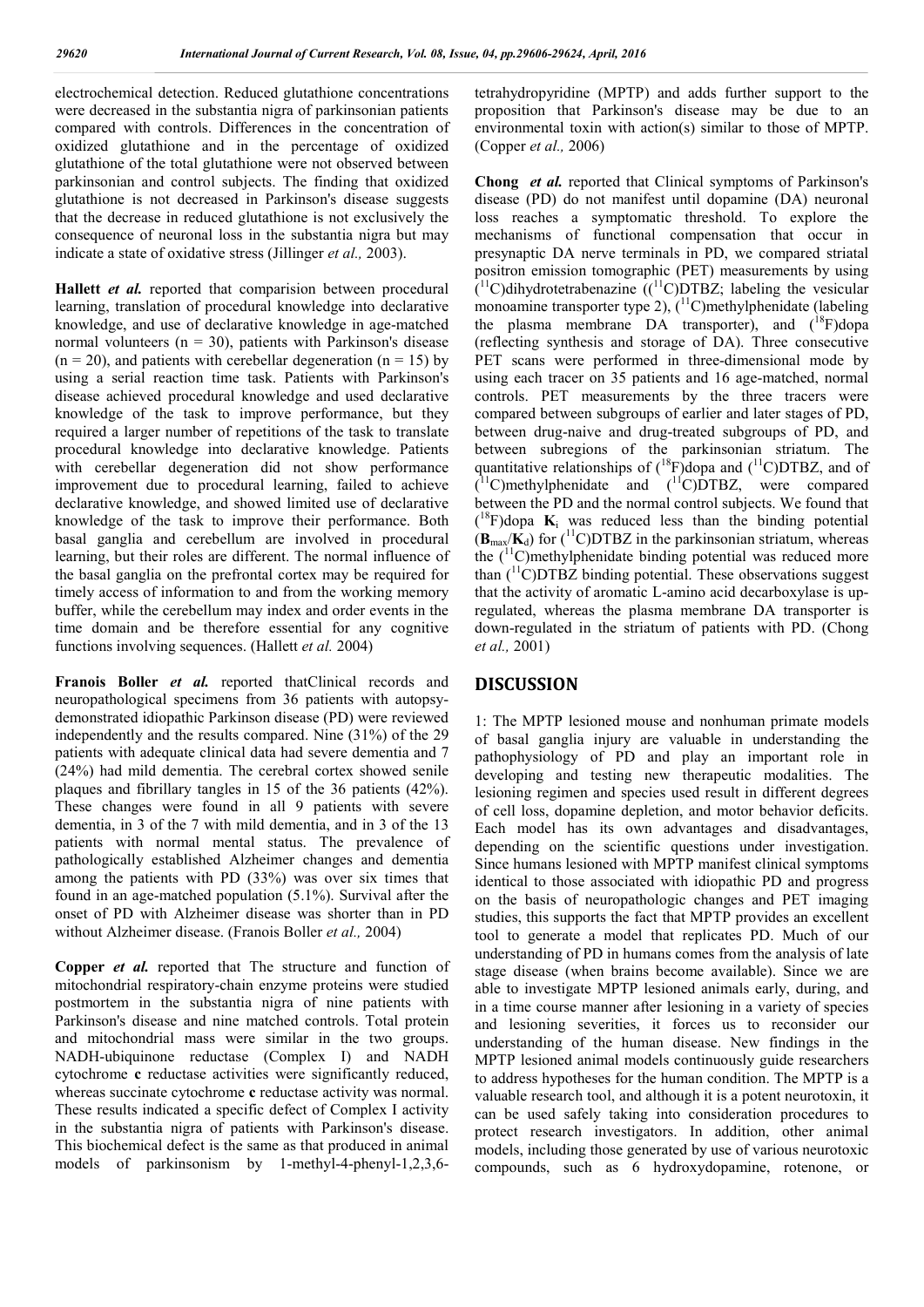electrochemical detection. Reduced glutathione concentrations were decreased in the substantia nigra of parkinsonian patients compared with controls. Differences in the concentration of oxidized glutathione and in the percentage of oxidized glutathione of the total glutathione were not observed between parkinsonian and control subjects. The finding that oxidized glutathione is not decreased in Parkinson's disease suggests that the decrease in reduced glutathione is not exclusively the consequence of neuronal loss in the substantia nigra but may indicate a state of oxidative stress (Jillinger *et al.,* 2003).

**Hallett** ***et al.*** reported that comparision between procedural learning, translation of procedural knowledge into declarative knowledge, and use of declarative knowledge in age-matched normal volunteers (n = 30), patients with Parkinson's disease (n = 20), and patients with cerebellar degeneration (n = 15) by using a serial reaction time task. Patients with Parkinson's disease achieved procedural knowledge and used declarative knowledge of the task to improve performance, but they required a larger number of repetitions of the task to translate procedural knowledge into declarative knowledge. Patients with cerebellar degeneration did not show performance improvement due to procedural learning, failed to achieve declarative knowledge, and showed limited use of declarative knowledge of the task to improve their performance. Both basal ganglia and cerebellum are involved in procedural learning, but their roles are different. The normal influence of the basal ganglia on the prefrontal cortex may be required for timely access of information to and from the working memory buffer, while the cerebellum may index and order events in the time domain and be therefore essential for any cognitive functions involving sequences. (Hallett *et al.* 2004)

**Franois Boller** ***et al.*** reported thatClinical records and neuropathological specimens from 36 patients with autopsy-demonstrated idiopathic Parkinson disease (PD) were reviewed independently and the results compared. Nine (31%) of the 29 patients with adequate clinical data had severe dementia and 7 (24%) had mild dementia. The cerebral cortex showed senile plaques and fibrillary tangles in 15 of the 36 patients (42%). These changes were found in all 9 patients with severe dementia, in 3 of the 7 with mild dementia, and in 3 of the 13 patients with normal mental status. The prevalence of pathologically established Alzheimer changes and dementia among the patients with PD (33%) was over six times that found in an age-matched population (5.1%). Survival after the onset of PD with Alzheimer disease was shorter than in PD without Alzheimer disease. (Franois Boller *et al.,* 2004)

**Copper** ***et al.*** reported that The structure and function of mitochondrial respiratory-chain enzyme proteins were studied postmortem in the substantia nigra of nine patients with Parkinson's disease and nine matched controls. Total protein and mitochondrial mass were similar in the two groups. NADH-ubiquinone reductase (Complex I) and NADH cytochrome **c** reductase activities were significantly reduced, whereas succinate cytochrome **c** reductase activity was normal. These results indicated a specific defect of Complex I activity in the substantia nigra of patients with Parkinson's disease. This biochemical defect is the same as that produced in animal models of parkinsonism by 1-methyl-4-phenyl-1,2,3,6-tetrahydropyridine (MPTP) and adds further support to the proposition that Parkinson's disease may be due to an environmental toxin with action(s) similar to those of MPTP. (Copper *et al.,* 2006)

**Chong** ***et al.*** reported that Clinical symptoms of Parkinson's disease (PD) do not manifest until dopamine (DA) neuronal loss reaches a symptomatic threshold. To explore the mechanisms of functional compensation that occur in presynaptic DA nerve terminals in PD, we compared striatal positron emission tomographic (PET) measurements by using ($^{11}$C)dihydrotetrabenazine (($^{11}$C)DTBZ; labeling the vesicular monoamine transporter type 2), ($^{11}$C)methylphenidate (labeling the plasma membrane DA transporter), and ($^{18}$F)dopa (reflecting synthesis and storage of DA). Three consecutive PET scans were performed in three-dimensional mode by using each tracer on 35 patients and 16 age-matched, normal controls. PET measurements by the three tracers were compared between subgroups of earlier and later stages of PD, between drug-naive and drug-treated subgroups of PD, and between subregions of the parkinsonian striatum. The quantitative relationships of ($^{18}$F)dopa and ($^{11}$C)DTBZ, and of ($^{11}$C)methylphenidate and ($^{11}$C)DTBZ, were compared between the PD and the normal control subjects. We found that ($^{18}$F)dopa $\mathbf{K}_i$ was reduced less than the binding potential ($\mathbf{B}_{max}/\mathbf{K}_d$) for ($^{11}$C)DTBZ in the parkinsonian striatum, whereas the ($^{11}$C)methylphenidate binding potential was reduced more than ($^{11}$C)DTBZ binding potential. These observations suggest that the activity of aromatic L-amino acid decarboxylase is up-regulated, whereas the plasma membrane DA transporter is down-regulated in the striatum of patients with PD. (Chong *et al.,* 2001)

## DISCUSSION

1: The MPTP lesioned mouse and nonhuman primate models of basal ganglia injury are valuable in understanding the pathophysiology of PD and play an important role in developing and testing new therapeutic modalities. The lesioning regimen and species used result in different degrees of cell loss, dopamine depletion, and motor behavior deficits. Each model has its own advantages and disadvantages, depending on the scientific questions under investigation. Since humans lesioned with MPTP manifest clinical symptoms identical to those associated with idiopathic PD and progress on the basis of neuropathologic changes and PET imaging studies, this supports the fact that MPTP provides an excellent tool to generate a model that replicates PD. Much of our understanding of PD in humans comes from the analysis of late stage disease (when brains become available). Since we are able to investigate MPTP lesioned animals early, during, and in a time course manner after lesioning in a variety of species and lesioning severities, it forces us to reconsider our understanding of the human disease. New findings in the MPTP lesioned animal models continuously guide researchers to address hypotheses for the human condition. The MPTP is a valuable research tool, and although it is a potent neurotoxin, it can be used safely taking into consideration procedures to protect research investigators. In addition, other animal models, including those generated by use of various neurotoxic compounds, such as 6 hydroxydopamine, rotenone, or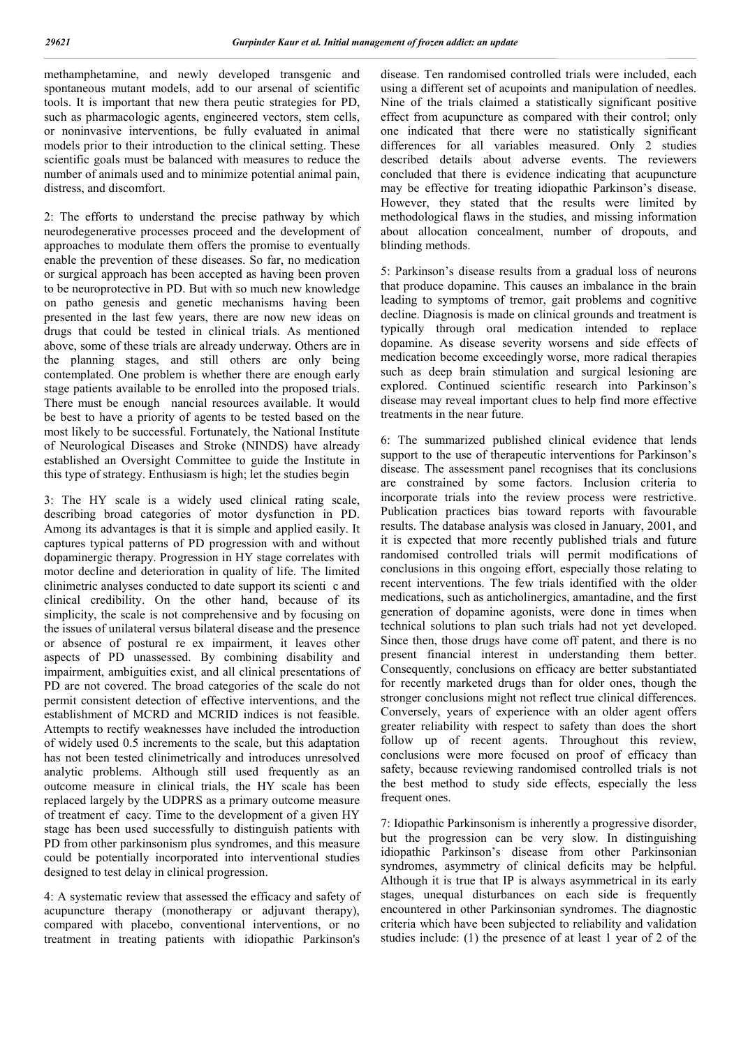methamphetamine, and newly developed transgenic and spontaneous mutant models, add to our arsenal of scientific tools. It is important that new thera peutic strategies for PD, such as pharmacologic agents, engineered vectors, stem cells, or noninvasive interventions, be fully evaluated in animal models prior to their introduction to the clinical setting. These scientific goals must be balanced with measures to reduce the number of animals used and to minimize potential animal pain, distress, and discomfort.

2: The efforts to understand the precise pathway by which neurodegenerative processes proceed and the development of approaches to modulate them offers the promise to eventually enable the prevention of these diseases. So far, no medication or surgical approach has been accepted as having been proven to be neuroprotective in PD. But with so much new knowledge on patho genesis and genetic mechanisms having been presented in the last few years, there are now new ideas on drugs that could be tested in clinical trials. As mentioned above, some of these trials are already underway. Others are in the planning stages, and still others are only being contemplated. One problem is whether there are enough early stage patients available to be enrolled into the proposed trials. There must be enough nancial resources available. It would be best to have a priority of agents to be tested based on the most likely to be successful. Fortunately, the National Institute of Neurological Diseases and Stroke (NINDS) have already established an Oversight Committee to guide the Institute in this type of strategy. Enthusiasm is high; let the studies begin

3: The HY scale is a widely used clinical rating scale, describing broad categories of motor dysfunction in PD. Among its advantages is that it is simple and applied easily. It captures typical patterns of PD progression with and without dopaminergic therapy. Progression in HY stage correlates with motor decline and deterioration in quality of life. The limited clinimetric analyses conducted to date support its scienti c and clinical credibility. On the other hand, because of its simplicity, the scale is not comprehensive and by focusing on the issues of unilateral versus bilateral disease and the presence or absence of postural re ex impairment, it leaves other aspects of PD unassessed. By combining disability and impairment, ambiguities exist, and all clinical presentations of PD are not covered. The broad categories of the scale do not permit consistent detection of effective interventions, and the establishment of MCRD and MCRID indices is not feasible. Attempts to rectify weaknesses have included the introduction of widely used 0.5 increments to the scale, but this adaptation has not been tested clinimetrically and introduces unresolved analytic problems. Although still used frequently as an outcome measure in clinical trials, the HY scale has been replaced largely by the UDPRS as a primary outcome measure of treatment ef cacy. Time to the development of a given HY stage has been used successfully to distinguish patients with PD from other parkinsonism plus syndromes, and this measure could be potentially incorporated into interventional studies designed to test delay in clinical progression.

4: A systematic review that assessed the efficacy and safety of acupuncture therapy (monotherapy or adjuvant therapy), compared with placebo, conventional interventions, or no treatment in treating patients with idiopathic Parkinson's disease. Ten randomised controlled trials were included, each using a different set of acupoints and manipulation of needles. Nine of the trials claimed a statistically significant positive effect from acupuncture as compared with their control; only one indicated that there were no statistically significant differences for all variables measured. Only 2 studies described details about adverse events. The reviewers concluded that there is evidence indicating that acupuncture may be effective for treating idiopathic Parkinson's disease. However, they stated that the results were limited by methodological flaws in the studies, and missing information about allocation concealment, number of dropouts, and blinding methods.

5: Parkinson's disease results from a gradual loss of neurons that produce dopamine. This causes an imbalance in the brain leading to symptoms of tremor, gait problems and cognitive decline. Diagnosis is made on clinical grounds and treatment is typically through oral medication intended to replace dopamine. As disease severity worsens and side effects of medication become exceedingly worse, more radical therapies such as deep brain stimulation and surgical lesioning are explored. Continued scientific research into Parkinson's disease may reveal important clues to help find more effective treatments in the near future.

6: The summarized published clinical evidence that lends support to the use of therapeutic interventions for Parkinson's disease. The assessment panel recognises that its conclusions are constrained by some factors. Inclusion criteria to incorporate trials into the review process were restrictive. Publication practices bias toward reports with favourable results. The database analysis was closed in January, 2001, and it is expected that more recently published trials and future randomised controlled trials will permit modifications of conclusions in this ongoing effort, especially those relating to recent interventions. The few trials identified with the older medications, such as anticholinergics, amantadine, and the first generation of dopamine agonists, were done in times when technical solutions to plan such trials had not yet developed. Since then, those drugs have come off patent, and there is no present financial interest in understanding them better. Consequently, conclusions on efficacy are better substantiated for recently marketed drugs than for older ones, though the stronger conclusions might not reflect true clinical differences. Conversely, years of experience with an older agent offers greater reliability with respect to safety than does the short follow up of recent agents. Throughout this review, conclusions were more focused on proof of efficacy than safety, because reviewing randomised controlled trials is not the best method to study side effects, especially the less frequent ones.

7: Idiopathic Parkinsonism is inherently a progressive disorder, but the progression can be very slow. In distinguishing idiopathic Parkinson's disease from other Parkinsonian syndromes, asymmetry of clinical deficits may be helpful. Although it is true that IP is always asymmetrical in its early stages, unequal disturbances on each side is frequently encountered in other Parkinsonian syndromes. The diagnostic criteria which have been subjected to reliability and validation studies include: (1) the presence of at least 1 year of 2 of the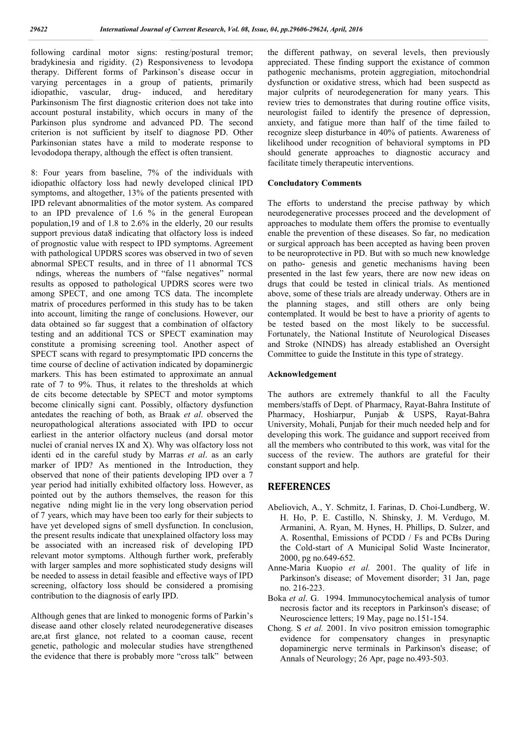following cardinal motor signs: resting/postural tremor; bradykinesia and rigidity. (2) Responsiveness to levodopa therapy. Different forms of Parkinson's disease occur in varying percentages in a group of patients, primarily idiopathic, vascular, drug- induced, and hereditary Parkinsonism The first diagnostic criterion does not take into account postural instability, which occurs in many of the Parkinson plus syndrome and advanced PD. The second criterion is not sufficient by itself to diagnose PD. Other Parkinsonian states have a mild to moderate response to levododopa therapy, although the effect is often transient.

8: Four years from baseline, 7% of the individuals with idiopathic olfactory loss had newly developed clinical IPD symptoms, and altogether, 13% of the patients presented with IPD relevant abnormalities of the motor system. As compared to an IPD prevalence of 1.6 % in the general European population,19 and of 1.8 to 2.6% in the elderly, 20 our results support previous data8 indicating that olfactory loss is indeed of prognostic value with respect to IPD symptoms. Agreement with pathological UPDRS scores was observed in two of seven abnormal SPECT results, and in three of 11 abnormal TCS ndings, whereas the numbers of "false negatives" normal results as opposed to pathological UPDRS scores were two among SPECT, and one among TCS data. The incomplete matrix of procedures performed in this study has to be taken into account, limiting the range of conclusions. However, our data obtained so far suggest that a combination of olfactory testing and an additional TCS or SPECT examination may constitute a promising screening tool. Another aspect of SPECT scans with regard to presymptomatic IPD concerns the time course of decline of activation indicated by dopaminergic markers. This has been estimated to approximate an annual rate of 7 to 9%. Thus, it relates to the thresholds at which de cits become detectable by SPECT and motor symptoms become clinically signi cant. Possibly, olfactory dysfunction antedates the reaching of both, as Braak *et al*. observed the neuropathological alterations associated with IPD to occur earliest in the anterior olfactory nucleus (and dorsal motor nuclei of cranial nerves IX and X). Why was olfactory loss not identi ed in the careful study by Marras *et al*. as an early marker of IPD? As mentioned in the Introduction, they observed that none of their patients developing IPD over a 7 year period had initially exhibited olfactory loss. However, as pointed out by the authors themselves, the reason for this negative nding might lie in the very long observation period of 7 years, which may have been too early for their subjects to have yet developed signs of smell dysfunction. In conclusion, the present results indicate that unexplained olfactory loss may be associated with an increased risk of developing IPD relevant motor symptoms. Although further work, preferably with larger samples and more sophisticated study designs will be needed to assess in detail feasible and effective ways of IPD screening, olfactory loss should be considered a promising contribution to the diagnosis of early IPD.

Although genes that are linked to monogenic forms of Parkin's disease aand other closely related neurodegenerative diseases are,at first glance, not related to a cooman cause, recent genetic, pathologic and molecular studies have strengthened the evidence that there is probably more "cross talk" between the different pathway, on several levels, then previously appreciated. These finding support the existance of common pathogenic mechanisms, protein aggregiation, mitochondrial dysfunction or oxidative stress, which had been suspectd as major culprits of neurodegeneration for many years. This review tries to demonstrates that during routine office visits, neurologist failed to identify the presence of depression, anxiety, and fatigue more than half of the time failed to recognize sleep disturbance in 40% of patients. Awareness of likelihood under recognition of behavioral symptoms in PD should generate approaches to diagnostic accuracy and facilitate timely therapeutic interventions.

### Concludatory Comments

The efforts to understand the precise pathway by which neurodegenerative processes proceed and the development of approaches to modulate them offers the promise to eventually enable the prevention of these diseases. So far, no medication or surgical approach has been accepted as having been proven to be neuroprotective in PD. But with so much new knowledge on patho- genesis and genetic mechanisms having been presented in the last few years, there are now new ideas on drugs that could be tested in clinical trials. As mentioned above, some of these trials are already underway. Others are in the planning stages, and still others are only being contemplated. It would be best to have a priority of agents to be tested based on the most likely to be successful. Fortunately, the National Institute of Neurological Diseases and Stroke (NINDS) has already established an Oversight Committee to guide the Institute in this type of strategy.

### Acknowledgement

The authors are extremely thankful to all the Faculty members/staffs of Dept. of Pharmacy, Rayat-Bahra Institute of Pharmacy, Hoshiarpur, Punjab & USPS, Rayat-Bahra University, Mohali, Punjab for their much needed help and for developing this work. The guidance and support received from all the members who contributed to this work, was vital for the success of the review. The authors are grateful for their constant support and help.

## REFERENCES

- Abeliovich, A., Y. Schmitz, I. Farinas, D. Choi-Lundberg, W. H. Ho, P. E. Castillo, N. Shinsky, J. M. Verdugo, M. Armanini, A. Ryan, M. Hynes, H. Phillips, D. Sulzer, and A. Rosenthal, Emissions of PCDD / Fs and PCBs During the Cold-start of A Municipal Solid Waste Incinerator, 2000, pg no.649-652.
- Anne-Maria Kuopio *et al.* 2001. The quality of life in Parkinson's disease; of Movement disorder; 31 Jan, page no. 216-223.
- Boka *et al*. G. 1994. Immunocytochemical analysis of tumor necrosis factor and its receptors in Parkinson's disease; of Neuroscience letters; 19 May, page no.151-154.
- Chong. S *et al.* 2001. In vivo positron emission tomographic evidence for compensatory changes in presynaptic dopaminergic nerve terminals in Parkinson's disease; of Annals of Neurology; 26 Apr, page no.493-503.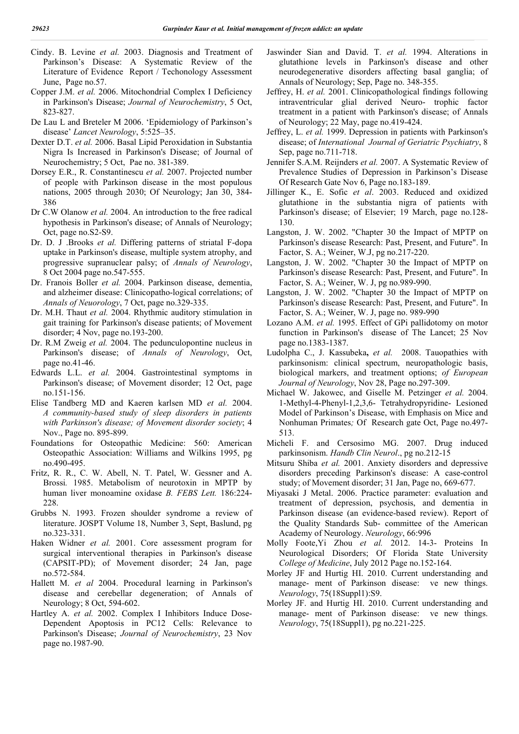Cindy. B. Levine *et al.* 2003. Diagnosis and Treatment of Parkinson's Disease: A Systematic Review of the Literature of Evidence Report / Techonology Assessment June, Page no.57.

Copper J.M. *et al.* 2006. Mitochondrial Complex I Deficiency in Parkinson's Disease; *Journal of Neurochemistry*, 5 Oct, 823-827.

De Lau L and Breteler M 2006. 'Epidemiology of Parkinson's disease' *Lancet Neurology*, 5:525–35.

Dexter D.T. *et al.* 2006. Basal Lipid Peroxidation in Substantia Nigra Is Increased in Parkinson's Disease; of Journal of Neurochemistry; 5 Oct, Pae no. 381-389.

Dorsey E.R., R. Constantinescu *et al.* 2007. Projected number of people with Parkinson disease in the most populous nations, 2005 through 2030; Of Neurology; Jan 30, 384-386

Dr C.W Olanow *et al.* 2004. An introduction to the free radical hypothesis in Parkinson's disease; of Annals of Neurology; Oct, page no.S2-S9.

Dr. D. J .Brooks *et al.* Differing patterns of striatal F-dopa uptake in Parkinson's disease, multiple system atrophy, and progressive supranuclear palsy; of *Annals of Neurology*, 8 Oct 2004 page no.547-555.

Dr. Franois Boller *et al.* 2004. Parkinson disease, dementia, and alzheimer disease: Clinicopatho-logical correlations; of *Annals of Neuorology*, 7 Oct, page no.329-335.

Dr. M.H. Thaut *et al.* 2004. Rhythmic auditory stimulation in gait training for Parkinson's disease patients; of Movement disorder; 4 Nov, page no.193-200.

Dr. R.M Zweig *et al.* 2004. The pedunculopontine nucleus in Parkinson's disease; of *Annals of Neurology*, Oct, page no.41-46.

Edwards L.L. *et al.* 2004. Gastrointestinal symptoms in Parkinson's disease; of Movement disorder; 12 Oct, page no.151-156.

Elise Tandberg MD and Kaeren karlsen MD *et al.* 2004. *A community-based study of sleep disorders in patients with Parkinson's disease; of Movement disorder society*; 4 Nov., Page no. 895-899.

Foundations for Osteopathic Medicine: 560: American Osteopathic Association: Williams and Wilkins 1995, pg no.490-495.

Fritz, R. R., C. W. Abell, N. T. Patel, W. Gessner and A. Brossi*.* 1985. Metabolism of neurotoxin in MPTP by human liver monoamine oxidase *B. FEBS Lett.* 186:224-228.

Grubbs N. 1993. Frozen shoulder syndrome a review of literature. JOSPT Volume 18, Number 3, Sept, Baslund, pg no.323-331.

Haken Widner *et al.* 2001. Core assessment program for surgical interventional therapies in Parkinson's disease (CAPSIT-PD); of Movement disorder; 24 Jan, page no.572-584.

Hallett M. *et al* 2004. Procedural learning in Parkinson's disease and cerebellar degeneration; of Annals of Neurology; 8 Oct, 594-602.

Hartley A. *et al.* 2002. Complex I Inhibitors Induce Dose-Dependent Apoptosis in PC12 Cells: Relevance to Parkinson's Disease; *Journal of Neurochemistry*, 23 Nov page no.1987-90.

Jaswinder Sian and David. T. *et al.* 1994. Alterations in glutathione levels in Parkinson's disease and other neurodegenerative disorders affecting basal ganglia; of Annals of Neurology; Sep, Page no. 348-355.

Jeffrey, H. *et al.* 2001. Clinicopathological findings following intraventricular glial derived Neuro- trophic factor treatment in a patient with Parkinson's disease; of Annals of Neurology; 22 May, page no.419-424.

Jeffrey, L. *et al.* 1999. Depression in patients with Parkinson's disease; of *International Journal of Geriatric Psychiatry*, 8 Sep, page no.711-718.

Jennifer S.A.M. Reijnders *et al.* 2007. A Systematic Review of Prevalence Studies of Depression in Parkinson's Disease Of Research Gate Nov 6, Page no.183-189.

Jillinger K., E. Sofic *et al*. 2003. Reduced and oxidized glutathione in the substantia nigra of patients with Parkinson's disease; of Elsevier; 19 March, page no.128-130.

Langston, J. W. 2002. "Chapter 30 the Impact of MPTP on Parkinson's disease Research: Past, Present, and Future". In Factor, S. A.; Weiner, W.J, pg no.217-220.

Langston, J. W. 2002. "Chapter 30 the Impact of MPTP on Parkinson's disease Research: Past, Present, and Future". In Factor, S. A.; Weiner, W. J, pg no.989-990.

Langston, J. W. 2002. "Chapter 30 the Impact of MPTP on Parkinson's disease Research: Past, Present, and Future". In Factor, S. A.; Weiner, W. J, page no. 989-990

Lozano A.M. *et al.* 1995. Effect of GPi pallidotomy on motor function in Parkinson's disease of The Lancet; 25 Nov page no.1383-1387.

Ludolpha C., J. Kassubeka**,** *et al.* 2008. Tauopathies with parkinsonism: clinical spectrum, neuropathologic basis, biological markers, and treatment options; *of European Journal of Neurology*, Nov 28, Page no.297-309.

Michael W. Jakowec, and Giselle M. Petzinger *et al.* 2004. 1-Methyl-4-Phenyl-1,2,3,6- Tetrahydropyridine- Lesioned Model of Parkinson's Disease, with Emphasis on Mice and Nonhuman Primates*;* Of Research gate Oct, Page no.497-513.

Micheli F. and Cersosimo MG. 2007. Drug induced parkinsonism. *Handb Clin Neurol*., pg no.212-15

Mitsuru Shiba *et al.* 2001. Anxiety disorders and depressive disorders preceding Parkinson's disease: A case-control study; of Movement disorder; 31 Jan, Page no, 669-677.

Miyasaki J Metal. 2006. Practice parameter: evaluation and treatment of depression, psychosis, and dementia in Parkinson disease (an evidence-based review). Report of the Quality Standards Sub- committee of the American Academy of Neurology. *Neurology*, 66:996

Molly Foote,Yi Zhou *et al.* 2012. 14-3- Proteins In Neurological Disorders; Of Florida State University *College of Medicine*, July 2012 Page no.152-164.

Morley JF and Hurtig HI. 2010. Current understanding and manage- ment of Parkinson disease: ve new things. *Neurology*, 75(18Suppl1):S9.

Morley JF. and Hurtig HI. 2010. Current understanding and manage- ment of Parkinson disease: ve new things. *Neurology*, 75(18Suppl1), pg no.221-225.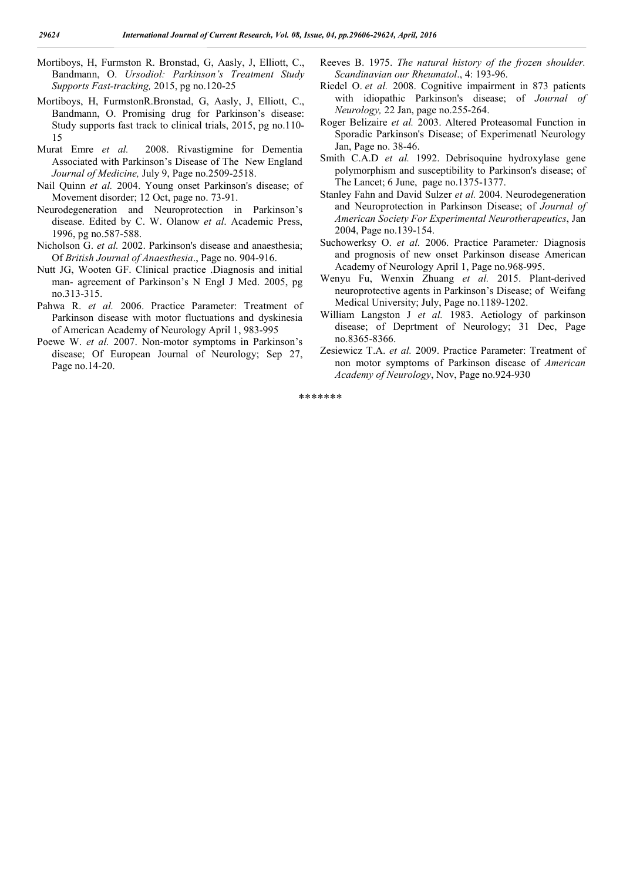Mortiboys, H, Furmston R. Bronstad, G, Aasly, J, Elliott, C., Bandmann, O. *Ursodiol: Parkinson's Treatment Study Supports Fast-tracking,* 2015, pg no.120-25

Mortiboys, H, FurmstonR.Bronstad, G, Aasly, J, Elliott, C., Bandmann, O. Promising drug for Parkinson's disease: Study supports fast track to clinical trials, 2015, pg no.110-15

Murat Emre *et al.* 2008. Rivastigmine for Dementia Associated with Parkinson's Disease of The New England *Journal of Medicine,* July 9, Page no.2509-2518.

Nail Quinn *et al.* 2004. Young onset Parkinson's disease; of Movement disorder; 12 Oct, page no. 73-91.

Neurodegeneration and Neuroprotection in Parkinson's disease. Edited by C. W. Olanow *et al*. Academic Press, 1996, pg no.587-588.

Nicholson G. *et al.* 2002. Parkinson's disease and anaesthesia; Of *British Journal of Anaesthesia*., Page no. 904-916.

Nutt JG, Wooten GF. Clinical practice .Diagnosis and initial man- agreement of Parkinson's N Engl J Med. 2005, pg no.313-315.

Pahwa R. *et al.* 2006. Practice Parameter: Treatment of Parkinson disease with motor fluctuations and dyskinesia of American Academy of Neurology April 1, 983-995

Poewe W. *et al.* 2007. Non-motor symptoms in Parkinson's disease; Of European Journal of Neurology; Sep 27, Page no.14-20.

Reeves B. 1975. *The natural history of the frozen shoulder. Scandinavian our Rheumatol*., 4: 193-96.

Riedel O. *et al.* 2008. Cognitive impairment in 873 patients with idiopathic Parkinson's disease; of *Journal of Neurology,* 22 Jan, page no.255-264.

Roger Belizaire *et al.* 2003. Altered Proteasomal Function in Sporadic Parkinson's Disease; of Experimenatl Neurology Jan, Page no. 38-46.

Smith C.A.D *et al.* 1992. Debrisoquine hydroxylase gene polymorphism and susceptibility to Parkinson's disease; of The Lancet; 6 June, page no.1375-1377.

Stanley Fahn and David Sulzer *et al.* 2004. Neurodegeneration and Neuroprotection in Parkinson Disease; of *Journal of American Society For Experimental Neurotherapeutics*, Jan 2004, Page no.139-154.

Suchowerksy O. *et al.* 2006. Practice Parameter*:* Diagnosis and prognosis of new onset Parkinson disease American Academy of Neurology April 1, Page no.968-995.

Wenyu Fu, Wenxin Zhuang *et al.* 2015. Plant-derived neuroprotective agents in Parkinson's Disease; of Weifang Medical University; July, Page no.1189-1202.

William Langston J *et al.* 1983. Aetiology of parkinson disease; of Deprtment of Neurology; 31 Dec, Page no.8365-8366.

Zesiewicz T.A. *et al.* 2009. Practice Parameter: Treatment of non motor symptoms of Parkinson disease of *American Academy of Neurology*, Nov, Page no.924-930

*******